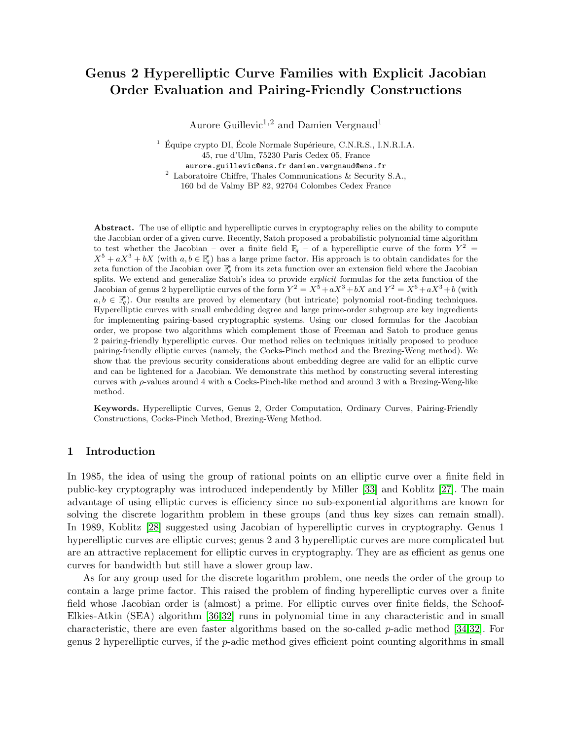# Genus 2 Hyperelliptic Curve Families with Explicit Jacobian Order Evaluation and Pairing-Friendly Constructions

Aurore Guillevic[1,2] and Damien Vergnaud[1]

[1] Équipe crypto DI, École Normale Supérieure, C.N.R.S., I.N.R.I.A.
45, rue d'Ulm, 75230 Paris Cedex 05, France
aurore.guillevic@ens.fr damien.vergnaud@ens.fr

[2] Laboratoire Chiffre, Thales Communications & Security S.A.,
160 bd de Valmy BP 82, 92704 Colombes Cedex France

**Abstract.** The use of elliptic and hyperelliptic curves in cryptography relies on the ability to compute the Jacobian order of a given curve. Recently, Satoh proposed a probabilistic polynomial time algorithm to test whether the Jacobian – over a finite field $\mathbb{F}_q$ – of a hyperelliptic curve of the form $Y^2 = X^5 + aX^3 + bX$ (with $a, b \in \mathbb{F}_q^*$) has a large prime factor. His approach is to obtain candidates for the zeta function of the Jacobian over $\mathbb{F}_q^*$ from its zeta function over an extension field where the Jacobian splits. We extend and generalize Satoh's idea to provide *explicit* formulas for the zeta function of the Jacobian of genus 2 hyperelliptic curves of the form $Y^2 = X^5 + aX^3 + bX$ and $Y^2 = X^6 + aX^3 + b$ (with $a, b \in \mathbb{F}_q^*$). Our results are proved by elementary (but intricate) polynomial root-finding techniques. Hyperelliptic curves with small embedding degree and large prime-order subgroup are key ingredients for implementing pairing-based cryptographic systems. Using our closed formulas for the Jacobian order, we propose two algorithms which complement those of Freeman and Satoh to produce genus 2 pairing-friendly hyperelliptic curves. Our method relies on techniques initially proposed to produce pairing-friendly elliptic curves (namely, the Cocks-Pinch method and the Brezing-Weng method). We show that the previous security considerations about embedding degree are valid for an elliptic curve and can be lightened for a Jacobian. We demonstrate this method by constructing several interesting curves with $\rho$-values around 4 with a Cocks-Pinch-like method and around 3 with a Brezing-Weng-like method.

**Keywords.** Hyperelliptic Curves, Genus 2, Order Computation, Ordinary Curves, Pairing-Friendly Constructions, Cocks-Pinch Method, Brezing-Weng Method.

## 1 Introduction

In 1985, the idea of using the group of rational points on an elliptic curve over a finite field in public-key cryptography was introduced independently by Miller [33] and Koblitz [27]. The main advantage of using elliptic curves is efficiency since no sub-exponential algorithms are known for solving the discrete logarithm problem in these groups (and thus key sizes can remain small). In 1989, Koblitz [28] suggested using Jacobian of hyperelliptic curves in cryptography. Genus 1 hyperelliptic curves are elliptic curves; genus 2 and 3 hyperelliptic curves are more complicated but are an attractive replacement for elliptic curves in cryptography. They are as efficient as genus one curves for bandwidth but still have a slower group law.

As for any group used for the discrete logarithm problem, one needs the order of the group to contain a large prime factor. This raised the problem of finding hyperelliptic curves over a finite field whose Jacobian order is (almost) a prime. For elliptic curves over finite fields, the Schoof-Elkies-Atkin (SEA) algorithm [36,32] runs in polynomial time in any characteristic and in small characteristic, there are even faster algorithms based on the so-called $p$-adic method [34,32]. For genus 2 hyperelliptic curves, if the $p$-adic method gives efficient point counting algorithms in small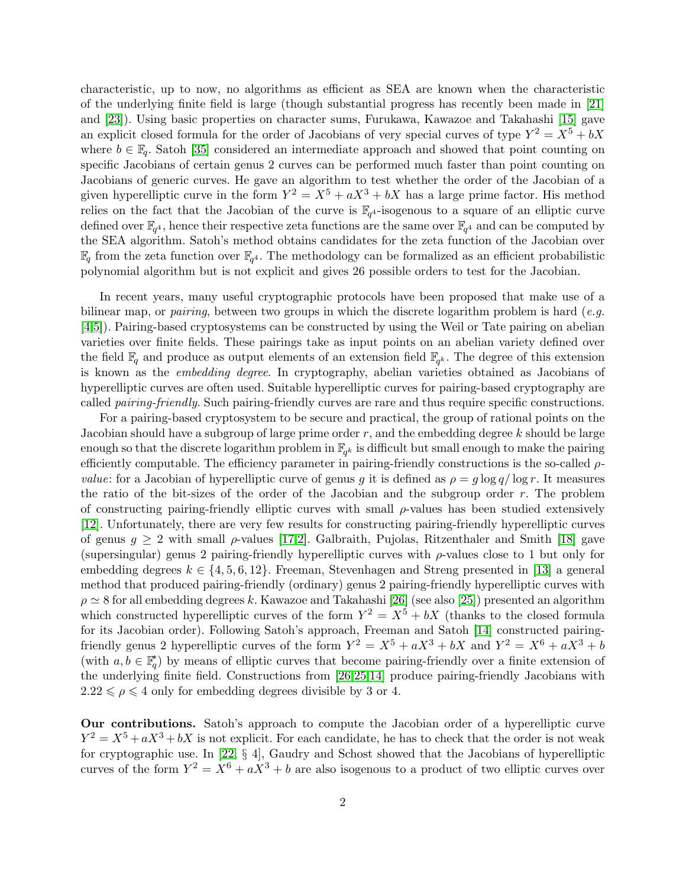characteristic, up to now, no algorithms as efficient as SEA are known when the characteristic of the underlying finite field is large (though substantial progress has recently been made in [21] and [23]). Using basic properties on character sums, Furukawa, Kawazoe and Takahashi [15] gave an explicit closed formula for the order of Jacobians of very special curves of type $Y^2 = X^5 + bX$ where $b \in \mathbb{F}_q$. Satoh [35] considered an intermediate approach and showed that point counting on specific Jacobians of certain genus 2 curves can be performed much faster than point counting on Jacobians of generic curves. He gave an algorithm to test whether the order of the Jacobian of a given hyperelliptic curve in the form $Y^2 = X^5 + aX^3 + bX$ has a large prime factor. His method relies on the fact that the Jacobian of the curve is $\mathbb{F}_{q^4}$-isogenous to a square of an elliptic curve defined over $\mathbb{F}_{q^4}$, hence their respective zeta functions are the same over $\mathbb{F}_{q^4}$ and can be computed by the SEA algorithm. Satoh's method obtains candidates for the zeta function of the Jacobian over $\mathbb{F}_q$ from the zeta function over $\mathbb{F}_{q^4}$. The methodology can be formalized as an efficient probabilistic polynomial algorithm but is not explicit and gives 26 possible orders to test for the Jacobian.

In recent years, many useful cryptographic protocols have been proposed that make use of a bilinear map, or *pairing*, between two groups in which the discrete logarithm problem is hard (*e.g.* [4,5]). Pairing-based cryptosystems can be constructed by using the Weil or Tate pairing on abelian varieties over finite fields. These pairings take as input points on an abelian variety defined over the field $\mathbb{F}_q$ and produce as output elements of an extension field $\mathbb{F}_{q^k}$. The degree of this extension is known as the *embedding degree*. In cryptography, abelian varieties obtained as Jacobians of hyperelliptic curves are often used. Suitable hyperelliptic curves for pairing-based cryptography are called *pairing-friendly*. Such pairing-friendly curves are rare and thus require specific constructions.

For a pairing-based cryptosystem to be secure and practical, the group of rational points on the Jacobian should have a subgroup of large prime order $r$, and the embedding degree $k$ should be large enough so that the discrete logarithm problem in $\mathbb{F}_{q^k}$ is difficult but small enough to make the pairing efficiently computable. The efficiency parameter in pairing-friendly constructions is the so-called $\rho$-*value*: for a Jacobian of hyperelliptic curve of genus $g$ it is defined as $\rho = g \log q / \log r$. It measures the ratio of the bit-sizes of the order of the Jacobian and the subgroup order $r$. The problem of constructing pairing-friendly elliptic curves with small $\rho$-values has been studied extensively [12]. Unfortunately, there are very few results for constructing pairing-friendly hyperelliptic curves of genus $g \geq 2$ with small $\rho$-values [17,2]. Galbraith, Pujolas, Ritzenthaler and Smith [18] gave (supersingular) genus 2 pairing-friendly hyperelliptic curves with $\rho$-values close to 1 but only for embedding degrees $k \in \{4, 5, 6, 12\}$. Freeman, Stevenhagen and Streng presented in [13] a general method that produced pairing-friendly (ordinary) genus 2 pairing-friendly hyperelliptic curves with $\rho \simeq 8$ for all embedding degrees $k$. Kawazoe and Takahashi [26] (see also [25]) presented an algorithm which constructed hyperelliptic curves of the form $Y^2 = X^5 + bX$ (thanks to the closed formula for its Jacobian order). Following Satoh's approach, Freeman and Satoh [14] constructed pairing-friendly genus 2 hyperelliptic curves of the form $Y^2 = X^5 + aX^3 + bX$ and $Y^2 = X^6 + aX^3 + b$ (with $a, b \in \mathbb{F}_q^*$) by means of elliptic curves that become pairing-friendly over a finite extension of the underlying finite field. Constructions from [26,25,14] produce pairing-friendly Jacobians with $2.22 \leqslant \rho \leqslant 4$ only for embedding degrees divisible by 3 or 4.

**Our contributions.** Satoh's approach to compute the Jacobian order of a hyperelliptic curve $Y^2 = X^5 + aX^3 + bX$ is not explicit. For each candidate, he has to check that the order is not weak for cryptographic use. In [22, § 4], Gaudry and Schost showed that the Jacobians of hyperelliptic curves of the form $Y^2 = X^6 + aX^3 + b$ are also isogenous to a product of two elliptic curves over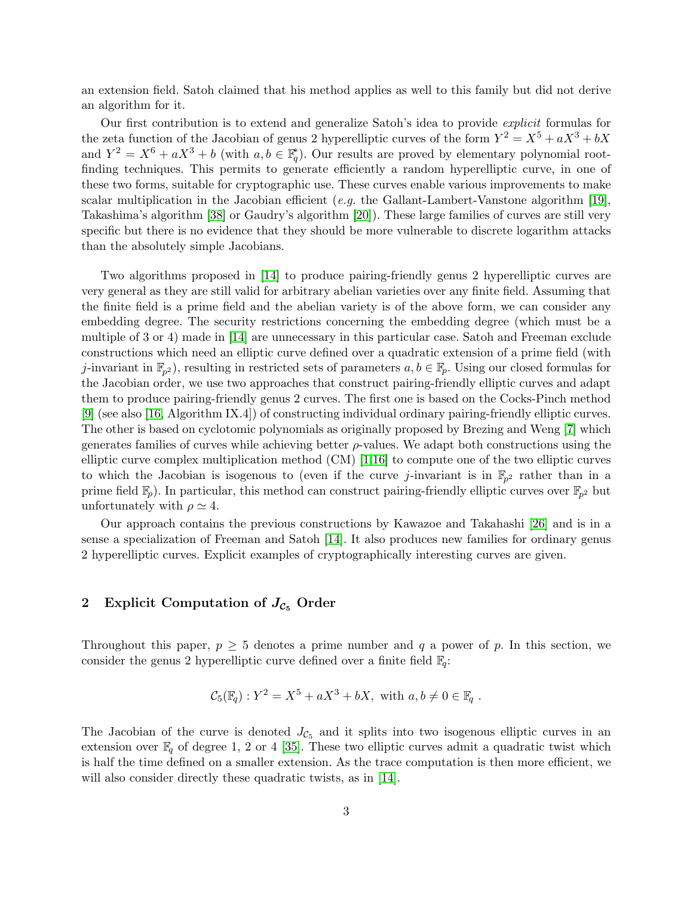an extension field. Satoh claimed that his method applies as well to this family but did not derive an algorithm for it.

Our first contribution is to extend and generalize Satoh's idea to provide *explicit* formulas for the zeta function of the Jacobian of genus 2 hyperelliptic curves of the form $Y^2 = X^5 + aX^3 + bX$ and $Y^2 = X^6 + aX^3 + b$ (with $a, b \in \mathbb{F}_q^*$). Our results are proved by elementary polynomial root-finding techniques. This permits to generate efficiently a random hyperelliptic curve, in one of these two forms, suitable for cryptographic use. These curves enable various improvements to make scalar multiplication in the Jacobian efficient (*e.g.* the Gallant-Lambert-Vanstone algorithm [19], Takashima's algorithm [38] or Gaudry's algorithm [20]). These large families of curves are still very specific but there is no evidence that they should be more vulnerable to discrete logarithm attacks than the absolutely simple Jacobians.

Two algorithms proposed in [14] to produce pairing-friendly genus 2 hyperelliptic curves are very general as they are still valid for arbitrary abelian varieties over any finite field. Assuming that the finite field is a prime field and the abelian variety is of the above form, we can consider any embedding degree. The security restrictions concerning the embedding degree (which must be a multiple of 3 or 4) made in [14] are unnecessary in this particular case. Satoh and Freeman exclude constructions which need an elliptic curve defined over a quadratic extension of a prime field (with $j$-invariant in $\mathbb{F}_{p^2}$), resulting in restricted sets of parameters $a, b \in \mathbb{F}_p$. Using our closed formulas for the Jacobian order, we use two approaches that construct pairing-friendly elliptic curves and adapt them to produce pairing-friendly genus 2 curves. The first one is based on the Cocks-Pinch method [9] (see also [16, Algorithm IX.4]) of constructing individual ordinary pairing-friendly elliptic curves. The other is based on cyclotomic polynomials as originally proposed by Brezing and Weng [7] which generates families of curves while achieving better $\rho$-values. We adapt both constructions using the elliptic curve complex multiplication method (CM) [1,16] to compute one of the two elliptic curves to which the Jacobian is isogenous to (even if the curve $j$-invariant is in $\mathbb{F}_{p^2}$ rather than in a prime field $\mathbb{F}_p$). In particular, this method can construct pairing-friendly elliptic curves over $\mathbb{F}_{p^2}$ but unfortunately with $\rho \simeq 4$.

Our approach contains the previous constructions by Kawazoe and Takahashi [26] and is in a sense a specialization of Freeman and Satoh [14]. It also produces new families for ordinary genus 2 hyperelliptic curves. Explicit examples of cryptographically interesting curves are given.

## 2 Explicit Computation of $J_{\mathcal{C}_5}$ Order

Throughout this paper, $p \geq 5$ denotes a prime number and $q$ a power of $p$. In this section, we consider the genus 2 hyperelliptic curve defined over a finite field $\mathbb{F}_q$:

$$\mathcal{C}_5(\mathbb{F}_q) : Y^2 = X^5 + aX^3 + bX, \text{ with } a, b \neq 0 \in \mathbb{F}_q \ .$$

The Jacobian of the curve is denoted $J_{\mathcal{C}_5}$ and it splits into two isogenous elliptic curves in an extension over $\mathbb{F}_q$ of degree 1, 2 or 4 [35]. These two elliptic curves admit a quadratic twist which is half the time defined on a smaller extension. As the trace computation is then more efficient, we will also consider directly these quadratic twists, as in [14].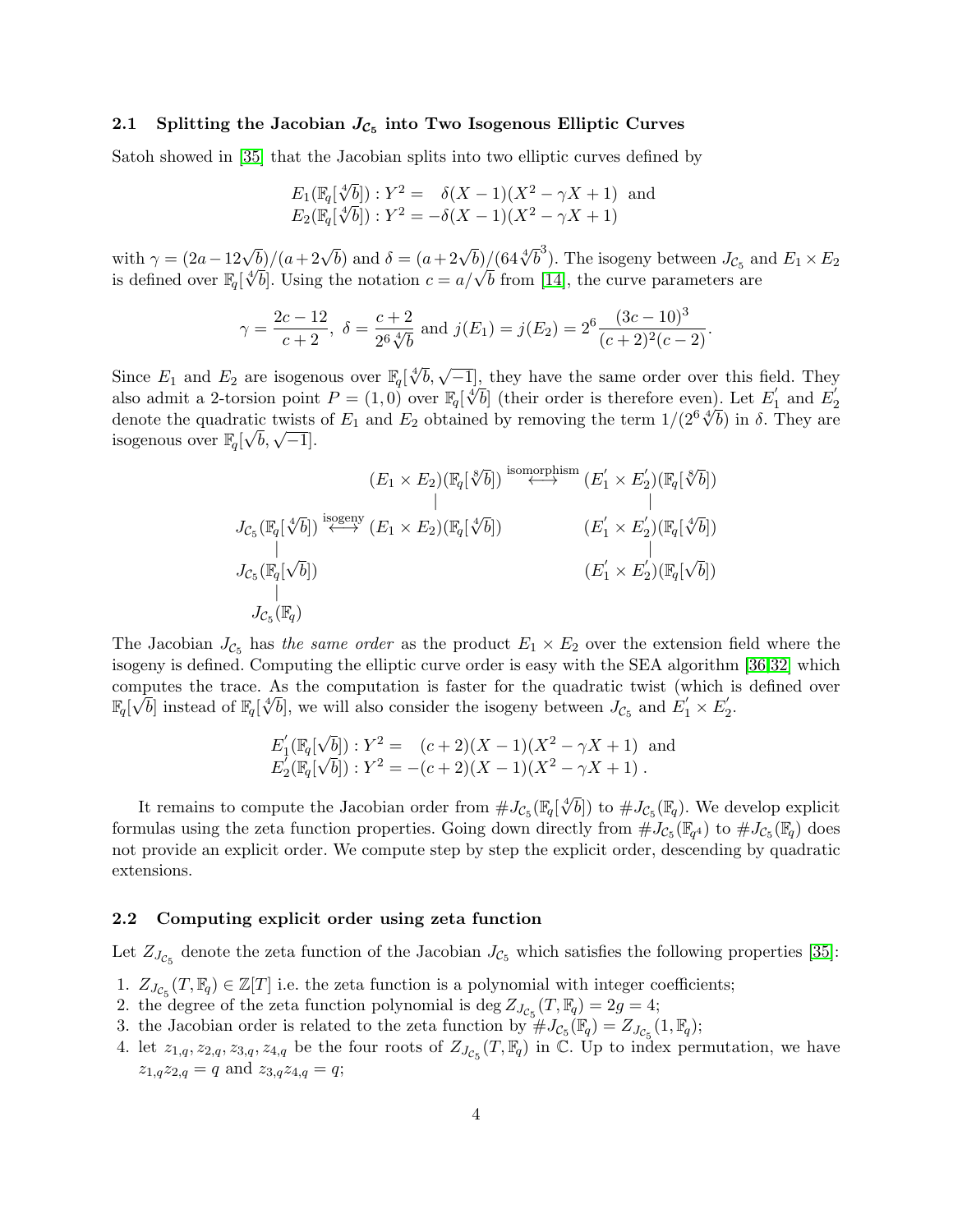### 2.1 Splitting the Jacobian $J_{\mathcal{C}_5}$ into Two Isogenous Elliptic Curves

Satoh showed in [35] that the Jacobian splits into two elliptic curves defined by

$$\begin{aligned} E_1(\mathbb{F}_q[\sqrt[4]{b}]) : Y^2 &= \quad \delta(X-1)(X^2-\gamma X+1) \text{ and} \\ E_2(\mathbb{F}_q[\sqrt[4]{b}]) : Y^2 &= -\delta(X-1)(X^2-\gamma X+1) \end{aligned}$$

with $\gamma = (2a - 12\sqrt{b})/(a + 2\sqrt{b})$ and $\delta = (a + 2\sqrt{b})/(64\sqrt[4]{b}^3)$. The isogeny between $J_{\mathcal{C}_5}$ and $E_1 \times E_2$ is defined over $\mathbb{F}_q[\sqrt[4]{b}]$. Using the notation $c = a/\sqrt{b}$ from [14], the curve parameters are

$$\gamma = \frac{2c-12}{c+2}, \ \delta = \frac{c+2}{2^6\sqrt[4]{b}} \text{ and } j(E_1) = j(E_2) = 2^6\frac{(3c-10)^3}{(c+2)^2(c-2)}.$$

Since $E_1$ and $E_2$ are isogenous over $\mathbb{F}_q[\sqrt[4]{b}, \sqrt{-1}]$, they have the same order over this field. They also admit a 2-torsion point $P = (1, 0)$ over $\mathbb{F}_q[\sqrt[4]{b}]$ (their order is therefore even). Let $E_1'$ and $E_2'$ denote the quadratic twists of $E_1$ and $E_2$ obtained by removing the term $1/(2^6\sqrt[4]{b})$ in $\delta$. They are isogenous over $\mathbb{F}_q[\sqrt{b}, \sqrt{-1}]$.

$$\begin{array}{ccccc}
 & & (E_1 \times E_2)(\mathbb{F}_q[\sqrt[8]{b}]) & \overset{\text{isomorphism}}{\longleftrightarrow} & (E_1' \times E_2')(\mathbb{F}_q[\sqrt[8]{b}]) \\
 & & | & & | \\
J_{\mathcal{C}_5}(\mathbb{F}_q[\sqrt[4]{b}]) & \overset{\text{isogeny}}{\longleftrightarrow} & (E_1 \times E_2)(\mathbb{F}_q[\sqrt[4]{b}]) & & (E_1' \times E_2')(\mathbb{F}_q[\sqrt[4]{b}]) \\
| & & & & | \\
J_{\mathcal{C}_5}(\mathbb{F}_q[\sqrt{b}]) & & & & (E_1' \times E_2')(\mathbb{F}_q[\sqrt{b}]) \\
| & & & & \\
J_{\mathcal{C}_5}(\mathbb{F}_q) & & & &
\end{array}$$

The Jacobian $J_{\mathcal{C}_5}$ has *the same order* as the product $E_1 \times E_2$ over the extension field where the isogeny is defined. Computing the elliptic curve order is easy with the SEA algorithm [36,32] which computes the trace. As the computation is faster for the quadratic twist (which is defined over $\mathbb{F}_q[\sqrt{b}]$ instead of $\mathbb{F}_q[\sqrt[4]{b}]$, we will also consider the isogeny between $J_{\mathcal{C}_5}$ and $E_1' \times E_2'$.

$$\begin{aligned} E_1'(\mathbb{F}_q[\sqrt{b}]) : Y^2 &= \quad (c+2)(X-1)(X^2-\gamma X+1) \text{ and} \\ E_2'(\mathbb{F}_q[\sqrt{b}]) : Y^2 &= -(c+2)(X-1)(X^2-\gamma X+1) \, . \end{aligned}$$

It remains to compute the Jacobian order from $\#J_{\mathcal{C}_5}(\mathbb{F}_q[\sqrt[4]{b}])$ to $\#J_{\mathcal{C}_5}(\mathbb{F}_q)$. We develop explicit formulas using the zeta function properties. Going down directly from $\#J_{\mathcal{C}_5}(\mathbb{F}_{q^4})$ to $\#J_{\mathcal{C}_5}(\mathbb{F}_q)$ does not provide an explicit order. We compute step by step the explicit order, descending by quadratic extensions.

### 2.2 Computing explicit order using zeta function

Let $Z_{J_{\mathcal{C}_5}}$ denote the zeta function of the Jacobian $J_{\mathcal{C}_5}$ which satisfies the following properties [35]:

1. $Z_{J_{\mathcal{C}_5}}(T, \mathbb{F}_q) \in \mathbb{Z}[T]$ i.e. the zeta function is a polynomial with integer coefficients;
2. the degree of the zeta function polynomial is $\deg Z_{J_{\mathcal{C}_5}}(T, \mathbb{F}_q) = 2g = 4$;
3. the Jacobian order is related to the zeta function by $\#J_{\mathcal{C}_5}(\mathbb{F}_q) = Z_{J_{\mathcal{C}_5}}(1, \mathbb{F}_q)$;
4. let $z_{1,q}, z_{2,q}, z_{3,q}, z_{4,q}$ be the four roots of $Z_{J_{\mathcal{C}_5}}(T, \mathbb{F}_q)$ in $\mathbb{C}$. Up to index permutation, we have $z_{1,q}z_{2,q} = q$ and $z_{3,q}z_{4,q} = q$;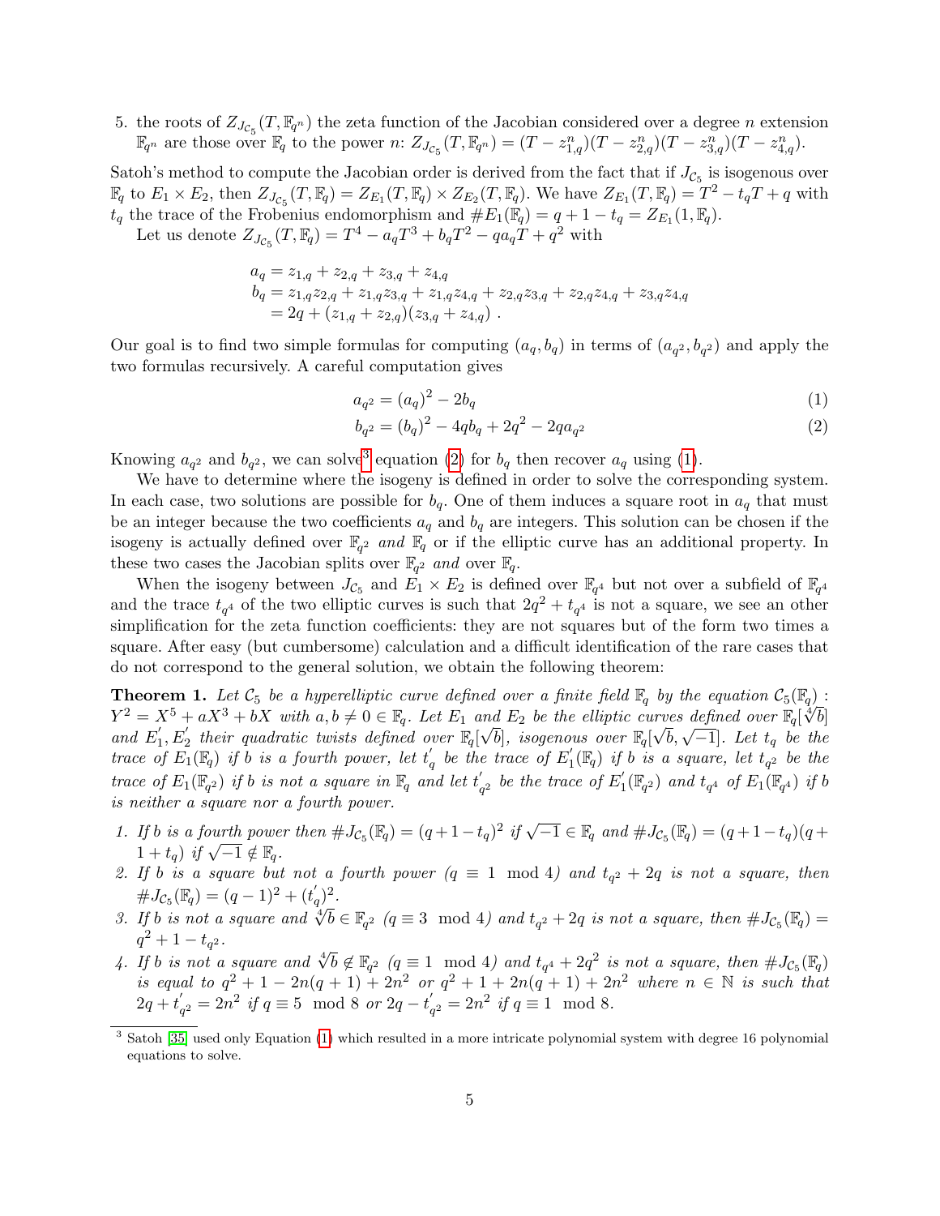5. the roots of $Z_{J_{\mathcal{C}_5}}(T, \mathbb{F}_{q^n})$ the zeta function of the Jacobian considered over a degree $n$ extension $\mathbb{F}_{q^n}$ are those over $\mathbb{F}_q$ to the power $n$: $Z_{J_{\mathcal{C}_5}}(T, \mathbb{F}_{q^n}) = (T - z_{1,q}^n)(T - z_{2,q}^n)(T - z_{3,q}^n)(T - z_{4,q}^n)$.

Satoh's method to compute the Jacobian order is derived from the fact that if $J_{\mathcal{C}_5}$ is isogenous over $\mathbb{F}_q$ to $E_1 \times E_2$, then $Z_{J_{\mathcal{C}_5}}(T, \mathbb{F}_q) = Z_{E_1}(T, \mathbb{F}_q) \times Z_{E_2}(T, \mathbb{F}_q)$. We have $Z_{E_1}(T, \mathbb{F}_q) = T^2 - t_q T + q$ with $t_q$ the trace of the Frobenius endomorphism and $\#E_1(\mathbb{F}_q) = q + 1 - t_q = Z_{E_1}(1, \mathbb{F}_q)$.

Let us denote $Z_{J_{\mathcal{C}_5}}(T, \mathbb{F}_q) = T^4 - a_q T^3 + b_q T^2 - q a_q T + q^2$ with

$$
\begin{aligned}
a_q &= z_{1,q} + z_{2,q} + z_{3,q} + z_{4,q} \\
b_q &= z_{1,q}z_{2,q} + z_{1,q}z_{3,q} + z_{1,q}z_{4,q} + z_{2,q}z_{3,q} + z_{2,q}z_{4,q} + z_{3,q}z_{4,q} \\
&= 2q + (z_{1,q} + z_{2,q})(z_{3,q} + z_{4,q}) \ .
\end{aligned}
$$

Our goal is to find two simple formulas for computing $(a_q, b_q)$ in terms of $(a_{q^2}, b_{q^2})$ and apply the two formulas recursively. A careful computation gives

$$
a_{q^2} = (a_q)^2 - 2b_q \tag{1}
$$

$$
b_{q^2} = (b_q)^2 - 4q b_q + 2q^2 - 2q a_{q^2} \tag{2}
$$

Knowing $a_{q^2}$ and $b_{q^2}$, we can solve[3] equation (2) for $b_q$ then recover $a_q$ using (1).

We have to determine where the isogeny is defined in order to solve the corresponding system. In each case, two solutions are possible for $b_q$. One of them induces a square root in $a_q$ that must be an integer because the two coefficients $a_q$ and $b_q$ are integers. This solution can be chosen if the isogeny is actually defined over $\mathbb{F}_{q^2}$ *and* $\mathbb{F}_q$ or if the elliptic curve has an additional property. In these two cases the Jacobian splits over $\mathbb{F}_{q^2}$ *and* over $\mathbb{F}_q$.

When the isogeny between $J_{\mathcal{C}_5}$ and $E_1 \times E_2$ is defined over $\mathbb{F}_{q^4}$ but not over a subfield of $\mathbb{F}_{q^4}$ and the trace $t_{q^4}$ of the two elliptic curves is such that $2q^2 + t_{q^4}$ is not a square, we see an other simplification for the zeta function coefficients: they are not squares but of the form two times a square. After easy (but cumbersome) calculation and a difficult identification of the rare cases that do not correspond to the general solution, we obtain the following theorem:

**Theorem 1.** *Let $\mathcal{C}_5$ be a hyperelliptic curve defined over a finite field $\mathbb{F}_q$ by the equation $\mathcal{C}_5(\mathbb{F}_q)$ : $Y^2 = X^5 + aX^3 + bX$ with $a, b \neq 0 \in \mathbb{F}_q$. Let $E_1$ and $E_2$ be the elliptic curves defined over $\mathbb{F}_q[\sqrt[4]{b}]$ and $E_1^{'}, E_2^{'}$ their quadratic twists defined over $\mathbb{F}_q[\sqrt{b}]$, isogenous over $\mathbb{F}_q[\sqrt{b}, \sqrt{-1}]$. Let $t_q$ be the trace of $E_1(\mathbb{F}_q)$ if $b$ is a fourth power, let $t_q^{'}$ be the trace of $E_1^{'}(\mathbb{F}_q)$ if $b$ is a square, let $t_{q^2}$ be the trace of $E_1(\mathbb{F}_{q^2})$ if $b$ is not a square in $\mathbb{F}_q$ and let $t_{q^2}^{'}$ be the trace of $E_1^{'}(\mathbb{F}_{q^2})$ and $t_{q^4}$ of $E_1(\mathbb{F}_{q^4})$ if $b$ is neither a square nor a fourth power.*

1. *If $b$ is a fourth power then $\#J_{\mathcal{C}_5}(\mathbb{F}_q) = (q+1-t_q)^2$ if $\sqrt{-1} \in \mathbb{F}_q$ and $\#J_{\mathcal{C}_5}(\mathbb{F}_q) = (q+1-t_q)(q+1+t_q)$ if $\sqrt{-1} \notin \mathbb{F}_q$.*
2. *If $b$ is a square but not a fourth power ($q \equiv 1 \mod 4$) and $t_{q^2} + 2q$ is not a square, then $\#J_{\mathcal{C}_5}(\mathbb{F}_q) = (q-1)^2 + (t_q^{'})^2$.*
3. *If $b$ is not a square and $\sqrt[4]{b} \in \mathbb{F}_{q^2}$ ($q \equiv 3 \mod 4$) and $t_{q^2} + 2q$ is not a square, then $\#J_{\mathcal{C}_5}(\mathbb{F}_q) = q^2 + 1 - t_{q^2}$.*
4. *If $b$ is not a square and $\sqrt[4]{b} \notin \mathbb{F}_{q^2}$ ($q \equiv 1 \mod 4$) and $t_{q^4} + 2q^2$ is not a square, then $\#J_{\mathcal{C}_5}(\mathbb{F}_q)$ is equal to $q^2 + 1 - 2n(q+1) + 2n^2$ or $q^2 + 1 + 2n(q+1) + 2n^2$ where $n \in \mathbb{N}$ is such that $2q + t_{q^2}^{'} = 2n^2$ if $q \equiv 5 \mod 8$ or $2q - t_{q^2}^{'} = 2n^2$ if $q \equiv 1 \mod 8$.*

[3] Satoh [35] used only Equation (1) which resulted in a more intricate polynomial system with degree 16 polynomial equations to solve.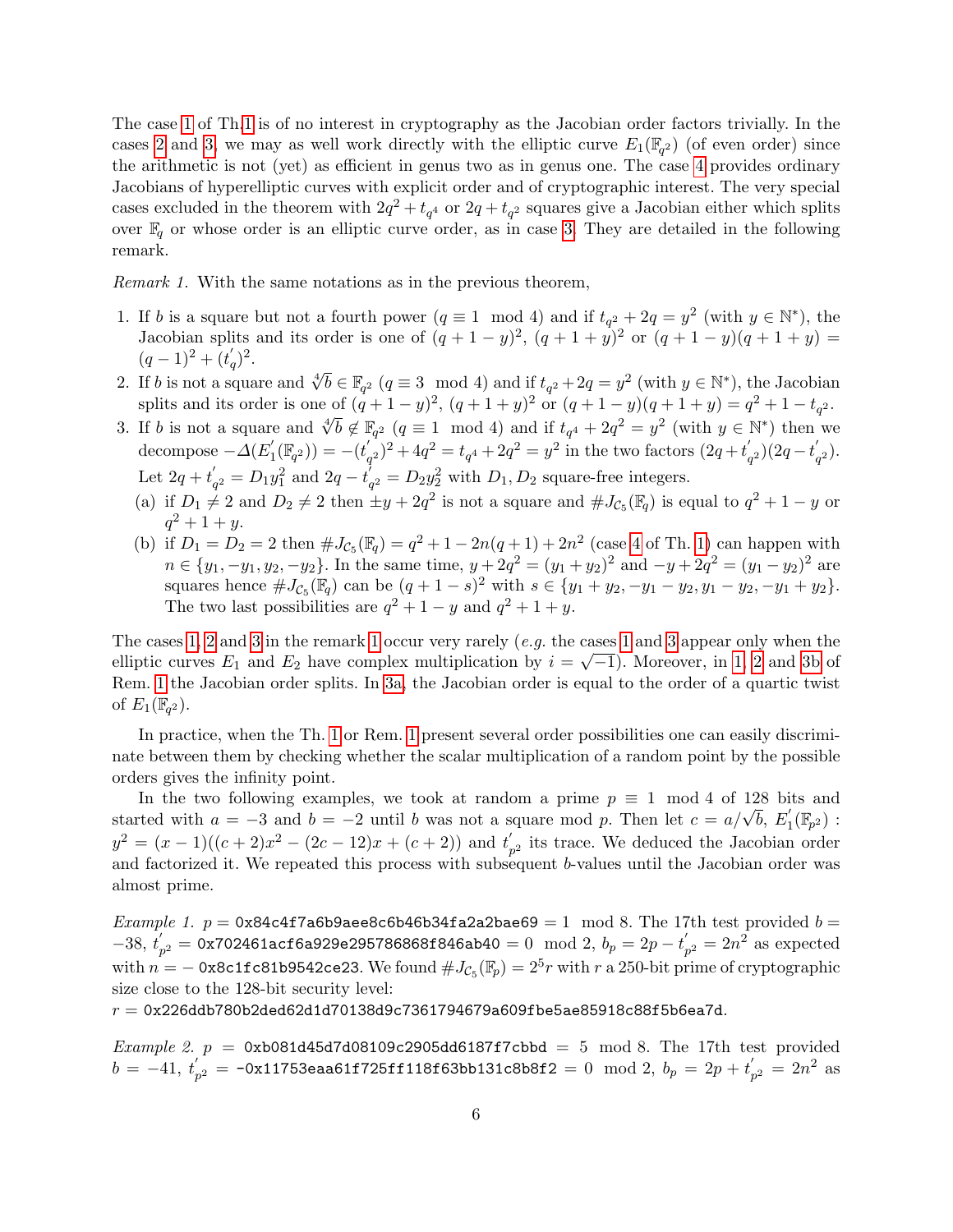The case 1 of Th.1 is of no interest in cryptography as the Jacobian order factors trivially. In the cases 2 and 3, we may as well work directly with the elliptic curve $E_1(\mathbb{F}_{q^2})$ (of even order) since the arithmetic is not (yet) as efficient in genus two as in genus one. The case 4 provides ordinary Jacobians of hyperelliptic curves with explicit order and of cryptographic interest. The very special cases excluded in the theorem with $2q^2 + t_{q^4}$ or $2q + t_{q^2}$ squares give a Jacobian either which splits over $\mathbb{F}_q$ or whose order is an elliptic curve order, as in case 3. They are detailed in the following remark.

*Remark 1.* With the same notations as in the previous theorem,

1. If $b$ is a square but not a fourth power ($q \equiv 1 \mod 4$) and if $t_{q^2} + 2q = y^2$ (with $y \in \mathbb{N}^*$), the Jacobian splits and its order is one of $(q+1-y)^2$, $(q+1+y)^2$ or $(q+1-y)(q+1+y) = (q-1)^2 + (t_q^{'})^2$.
2. If $b$ is not a square and $\sqrt[4]{b} \in \mathbb{F}_{q^2}$ ($q \equiv 3 \mod 4$) and if $t_{q^2} + 2q = y^2$ (with $y \in \mathbb{N}^*$), the Jacobian splits and its order is one of $(q+1-y)^2$, $(q+1+y)^2$ or $(q+1-y)(q+1+y) = q^2 + 1 - t_{q^2}$.
3. If $b$ is not a square and $\sqrt[4]{b} \notin \mathbb{F}_{q^2}$ ($q \equiv 1 \mod 4$) and if $t_{q^4} + 2q^2 = y^2$ (with $y \in \mathbb{N}^*$) then we decompose $-\Delta(E_1^{'}(\mathbb{F}_{q^2})) = -(t_{q^2}^{'})^2 + 4q^2 = t_{q^4} + 2q^2 = y^2$ in the two factors $(2q + t_{q^2}^{'})(2q - t_{q^2}^{'})$. Let $2q + t_{q^2}^{'} = D_1 y_1^2$ and $2q - t_{q^2}^{'} = D_2 y_2^2$ with $D_1, D_2$ square-free integers.
   (a) if $D_1 \neq 2$ and $D_2 \neq 2$ then $\pm y + 2q^2$ is not a square and $\#J_{\mathcal{C}_5}(\mathbb{F}_q)$ is equal to $q^2 + 1 - y$ or $q^2 + 1 + y$.
   (b) if $D_1 = D_2 = 2$ then $\#J_{\mathcal{C}_5}(\mathbb{F}_q) = q^2 + 1 - 2n(q+1) + 2n^2$ (case 4 of Th. 1) can happen with $n \in \{y_1, -y_1, y_2, -y_2\}$. In the same time, $y + 2q^2 = (y_1 + y_2)^2$ and $-y + 2q^2 = (y_1 - y_2)^2$ are squares hence $\#J_{\mathcal{C}_5}(\mathbb{F}_q)$ can be $(q+1-s)^2$ with $s \in \{y_1 + y_2, -y_1 - y_2, y_1 - y_2, -y_1 + y_2\}$. The two last possibilities are $q^2 + 1 - y$ and $q^2 + 1 + y$.

The cases 1, 2 and 3 in the remark 1 occur very rarely (*e.g.* the cases 1 and 3 appear only when the elliptic curves $E_1$ and $E_2$ have complex multiplication by $i = \sqrt{-1}$). Moreover, in 1, 2 and 3b of Rem. 1 the Jacobian order splits. In 3a, the Jacobian order is equal to the order of a quartic twist of $E_1(\mathbb{F}_{q^2})$.

In practice, when the Th. 1 or Rem. 1 present several order possibilities one can easily discriminate between them by checking whether the scalar multiplication of a random point by the possible orders gives the infinity point.

In the two following examples, we took at random a prime $p \equiv 1 \mod 4$ of 128 bits and started with $a = -3$ and $b = -2$ until $b$ was not a square mod $p$. Then let $c = a/\sqrt{b}$, $E_1^{'}(\mathbb{F}_{p^2})$ : $y^2 = (x-1)((c+2)x^2 - (2c-12)x + (c+2))$ and $t_{p^2}^{'}$ its trace. We deduced the Jacobian order and factorized it. We repeated this process with subsequent $b$-values until the Jacobian order was almost prime.

*Example 1.* $p =$ `0x84c4f7a6b9aee8c6b46b34fa2a2bae69` $= 1 \mod 8$. The 17th test provided $b = -38$, $t_{p^2}^{'} =$ `0x702461acf6a929e295786868f846ab40` $= 0 \mod 2$, $b_p = 2p - t_{p^2}^{'} = 2n^2$ as expected with $n = -$ `0x8c1fc81b9542ce23`. We found $\#J_{\mathcal{C}_5}(\mathbb{F}_p) = 2^5 r$ with $r$ a 250-bit prime of cryptographic size close to the 128-bit security level:
$r =$ `0x226ddb780b2ded62d1d70138d9c7361794679a609fbe5ae85918c88f5b6ea7d`.

*Example 2.* $p =$ `0xb081d45d7d08109c2905dd6187f7cbbd` $= 5 \mod 8$. The 17th test provided $b = -41$, $t_{p^2}^{'} =$ `-0x11753eaa61f725ff118f63bb131c8b8f2` $= 0 \mod 2$, $b_p = 2p + t_{p^2}^{'} = 2n^2$ as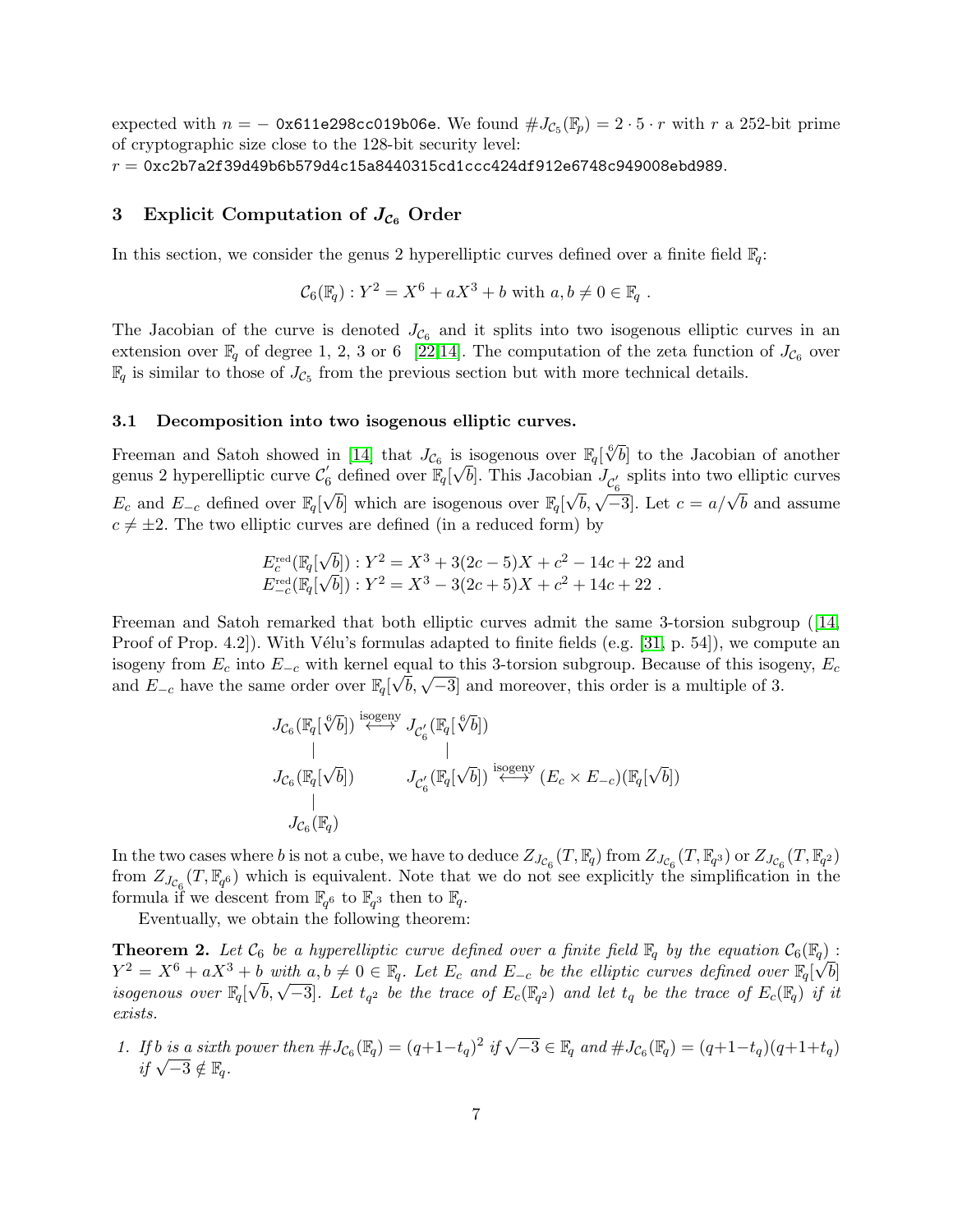expected with $n = -$ `0x611e298cc019b06e`. We found $\#J_{\mathcal{C}_5}(\mathbb{F}_p) = 2 \cdot 5 \cdot r$ with $r$ a 252-bit prime of cryptographic size close to the 128-bit security level:
$r =$ `0xc2b7a2f39d49b6b579d4c15a8440315cd1ccc424df912e6748c949008ebd989`.

## 3 Explicit Computation of $J_{\mathcal{C}_6}$ Order

In this section, we consider the genus 2 hyperelliptic curves defined over a finite field $\mathbb{F}_q$:

$$\mathcal{C}_6(\mathbb{F}_q) : Y^2 = X^6 + aX^3 + b \text{ with } a, b \neq 0 \in \mathbb{F}_q \ .$$

The Jacobian of the curve is denoted $J_{\mathcal{C}_6}$ and it splits into two isogenous elliptic curves in an extension over $\mathbb{F}_q$ of degree 1, 2, 3 or 6 [22,14]. The computation of the zeta function of $J_{\mathcal{C}_6}$ over $\mathbb{F}_q$ is similar to those of $J_{\mathcal{C}_5}$ from the previous section but with more technical details.

### 3.1 Decomposition into two isogenous elliptic curves.

Freeman and Satoh showed in [14] that $J_{\mathcal{C}_6}$ is isogenous over $\mathbb{F}_q[\sqrt[6]{b}]$ to the Jacobian of another genus 2 hyperelliptic curve $\mathcal{C}_6'$ defined over $\mathbb{F}_q[\sqrt{b}]$. This Jacobian $J_{\mathcal{C}_6'}$ splits into two elliptic curves $E_c$ and $E_{-c}$ defined over $\mathbb{F}_q[\sqrt{b}]$ which are isogenous over $\mathbb{F}_q[\sqrt{b}, \sqrt{-3}]$. Let $c = a/\sqrt{b}$ and assume $c \neq \pm 2$. The two elliptic curves are defined (in a reduced form) by

$$\begin{aligned} &E_c^{\text{red}}(\mathbb{F}_q[\sqrt{b}]) : Y^2 = X^3 + 3(2c-5)X + c^2 - 14c + 22 \text{ and} \\ &E_{-c}^{\text{red}}(\mathbb{F}_q[\sqrt{b}]) : Y^2 = X^3 - 3(2c+5)X + c^2 + 14c + 22 \ . \end{aligned}$$

Freeman and Satoh remarked that both elliptic curves admit the same 3-torsion subgroup ([14, Proof of Prop. 4.2]). With Vélu's formulas adapted to finite fields (e.g. [31, p. 54]), we compute an isogeny from $E_c$ into $E_{-c}$ with kernel equal to this 3-torsion subgroup. Because of this isogeny, $E_c$ and $E_{-c}$ have the same order over $\mathbb{F}_q[\sqrt{b}, \sqrt{-3}]$ and moreover, this order is a multiple of 3.

$$\begin{array}{ccc} J_{\mathcal{C}_6}(\mathbb{F}_q[\sqrt[6]{b}]) & \overset{\text{isogeny}}{\longleftrightarrow} & J_{\mathcal{C}_6'}(\mathbb{F}_q[\sqrt[6]{b}]) \\ | & & | \\ J_{\mathcal{C}_6}(\mathbb{F}_q[\sqrt{b}]) & & J_{\mathcal{C}_6'}(\mathbb{F}_q[\sqrt{b}]) \overset{\text{isogeny}}{\longleftrightarrow} (E_c \times E_{-c})(\mathbb{F}_q[\sqrt{b}]) \\ | & & \\ J_{\mathcal{C}_6}(\mathbb{F}_q) & & \end{array}$$

In the two cases where $b$ is not a cube, we have to deduce $Z_{J_{\mathcal{C}_6}}(T, \mathbb{F}_q)$ from $Z_{J_{\mathcal{C}_6}}(T, \mathbb{F}_{q^3})$ or $Z_{J_{\mathcal{C}_6}}(T, \mathbb{F}_{q^2})$ from $Z_{J_{\mathcal{C}_6}}(T, \mathbb{F}_{q^6})$ which is equivalent. Note that we do not see explicitly the simplification in the formula if we descent from $\mathbb{F}_{q^6}$ to $\mathbb{F}_{q^3}$ then to $\mathbb{F}_q$.

Eventually, we obtain the following theorem:

**Theorem 2.** *Let $\mathcal{C}_6$ be a hyperelliptic curve defined over a finite field $\mathbb{F}_q$ by the equation $\mathcal{C}_6(\mathbb{F}_q) : Y^2 = X^6 + aX^3 + b$ with $a, b \neq 0 \in \mathbb{F}_q$. Let $E_c$ and $E_{-c}$ be the elliptic curves defined over $\mathbb{F}_q[\sqrt{b}]$ isogenous over $\mathbb{F}_q[\sqrt{b}, \sqrt{-3}]$. Let $t_{q^2}$ be the trace of $E_c(\mathbb{F}_{q^2})$ and let $t_q$ be the trace of $E_c(\mathbb{F}_q)$ if it exists.*

1. *If $b$ is a sixth power then $\#J_{\mathcal{C}_6}(\mathbb{F}_q) = (q+1-t_q)^2$ if $\sqrt{-3} \in \mathbb{F}_q$ and $\#J_{\mathcal{C}_6}(\mathbb{F}_q) = (q+1-t_q)(q+1+t_q)$ if $\sqrt{-3} \notin \mathbb{F}_q$.*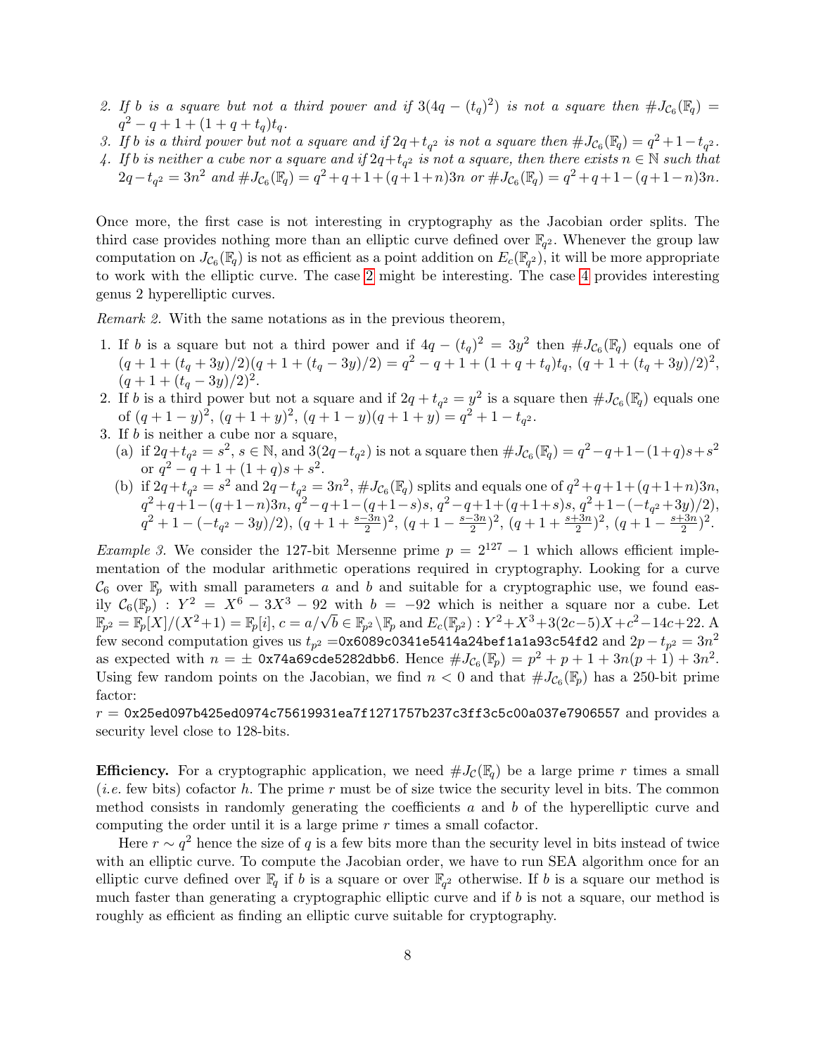2. *If $b$ is a square but not a third power and if $3(4q-(t_q)^2)$ is not a square then $\#J_{\mathcal{C}_6}(\mathbb{F}_q) = q^2 - q + 1 + (1+q+t_q)t_q$.*
3. *If $b$ is a third power but not a square and if $2q + t_{q^2}$ is not a square then $\#J_{\mathcal{C}_6}(\mathbb{F}_q) = q^2 + 1 - t_{q^2}$.*
4. *If $b$ is neither a cube nor a square and if $2q+t_{q^2}$ is not a square, then there exists $n \in \mathbb{N}$ such that $2q - t_{q^2} = 3n^2$ and $\#J_{\mathcal{C}_6}(\mathbb{F}_q) = q^2+q+1+(q+1+n)3n$ or $\#J_{\mathcal{C}_6}(\mathbb{F}_q) = q^2+q+1-(q+1-n)3n$.*

Once more, the first case is not interesting in cryptography as the Jacobian order splits. The third case provides nothing more than an elliptic curve defined over $\mathbb{F}_{q^2}$. Whenever the group law computation on $J_{\mathcal{C}_6}(\mathbb{F}_q)$ is not as efficient as a point addition on $E_c(\mathbb{F}_{q^2})$, it will be more appropriate to work with the elliptic curve. The case 2 might be interesting. The case 4 provides interesting genus 2 hyperelliptic curves.

*Remark 2.* With the same notations as in the previous theorem,

1. If $b$ is a square but not a third power and if $4q - (t_q)^2 = 3y^2$ then $\#J_{\mathcal{C}_6}(\mathbb{F}_q)$ equals one of $(q+1+(t_q+3y)/2)(q+1+(t_q-3y)/2) = q^2-q+1+(1+q+t_q)t_q$, $(q+1+(t_q+3y)/2)^2$, $(q+1+(t_q-3y)/2)^2$.
2. If $b$ is a third power but not a square and if $2q+t_{q^2} = y^2$ is a square then $\#J_{\mathcal{C}_6}(\mathbb{F}_q)$ equals one of $(q+1-y)^2$, $(q+1+y)^2$, $(q+1-y)(q+1+y) = q^2+1-t_{q^2}$.
3. If $b$ is neither a cube nor a square,
   (a) if $2q+t_{q^2} = s^2$, $s \in \mathbb{N}$, and $3(2q-t_{q^2})$ is not a square then $\#J_{\mathcal{C}_6}(\mathbb{F}_q) = q^2-q+1-(1+q)s+s^2$ or $q^2-q+1+(1+q)s+s^2$.
   (b) if $2q+t_{q^2} = s^2$ and $2q-t_{q^2} = 3n^2$, $\#J_{\mathcal{C}_6}(\mathbb{F}_q)$ splits and equals one of $q^2+q+1+(q+1+n)3n$, $q^2+q+1-(q+1-n)3n$, $q^2-q+1-(q+1-s)s$, $q^2-q+1+(q+1+s)s$, $q^2+1-(-t_{q^2}+3y)/2)$, $q^2+1-(-t_{q^2}-3y)/2)$, $(q+1+\frac{s-3n}{2})^2$, $(q+1-\frac{s-3n}{2})^2$, $(q+1+\frac{s+3n}{2})^2$, $(q+1-\frac{s+3n}{2})^2$.

*Example 3.* We consider the 127-bit Mersenne prime $p = 2^{127}-1$ which allows efficient implementation of the modular arithmetic operations required in cryptography. Looking for a curve $\mathcal{C}_6$ over $\mathbb{F}_p$ with small parameters $a$ and $b$ and suitable for a cryptographic use, we found easily $\mathcal{C}_6(\mathbb{F}_p)$ : $Y^2 = X^6 - 3X^3 - 92$ with $b = -92$ which is neither a square nor a cube. Let $\mathbb{F}_{p^2} = \mathbb{F}_p[X]/(X^2+1) = \mathbb{F}_p[i]$, $c = a/\sqrt{b} \in \mathbb{F}_{p^2} \setminus \mathbb{F}_p$ and $E_c(\mathbb{F}_{p^2}) : Y^2 + X^3 + 3(2c-5)X + c^2 - 14c + 22$. A few second computation gives us $t_{p^2} =$ `0x6089c0341e5414a24bef1a1a93c54fd2` and $2p - t_{p^2} = 3n^2$ as expected with $n = \pm$ `0x74a69cde5282dbb6`. Hence $\#J_{\mathcal{C}_6}(\mathbb{F}_p) = p^2+p+1+3n(p+1)+3n^2$. Using few random points on the Jacobian, we find $n < 0$ and that $\#J_{\mathcal{C}_6}(\mathbb{F}_p)$ has a 250-bit prime factor:
$r =$ `0x25ed097b425ed0974c75619931ea7f1271757b237c3ff3c5c00a037e7906557` and provides a security level close to 128-bits.

**Efficiency.** For a cryptographic application, we need $\#J_{\mathcal{C}}(\mathbb{F}_q)$ be a large prime $r$ times a small (*i.e.* few bits) cofactor $h$. The prime $r$ must be of size twice the security level in bits. The common method consists in randomly generating the coefficients $a$ and $b$ of the hyperelliptic curve and computing the order until it is a large prime $r$ times a small cofactor.

Here $r \sim q^2$ hence the size of $q$ is a few bits more than the security level in bits instead of twice with an elliptic curve. To compute the Jacobian order, we have to run SEA algorithm once for an elliptic curve defined over $\mathbb{F}_q$ if $b$ is a square or over $\mathbb{F}_{q^2}$ otherwise. If $b$ is a square our method is much faster than generating a cryptographic elliptic curve and if $b$ is not a square, our method is roughly as efficient as finding an elliptic curve suitable for cryptography.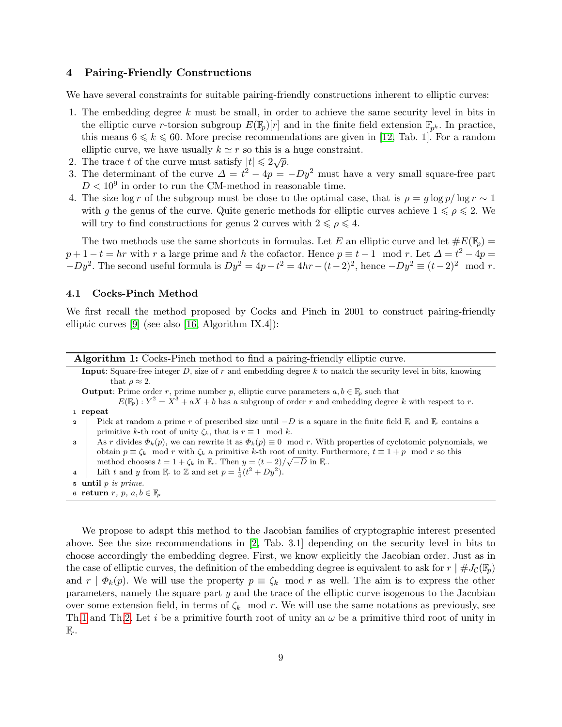## 4 Pairing-Friendly Constructions

We have several constraints for suitable pairing-friendly constructions inherent to elliptic curves:

1. The embedding degree $k$ must be small, in order to achieve the same security level in bits in the elliptic curve $r$-torsion subgroup $E(\mathbb{F}_p)[r]$ and in the finite field extension $\mathbb{F}_{p^k}$. In practice, this means $6 \leqslant k \leqslant 60$. More precise recommendations are given in [12, Tab. 1]. For a random elliptic curve, we have usually $k \simeq r$ so this is a huge constraint.
2. The trace $t$ of the curve must satisfy $|t| \leqslant 2\sqrt{p}$.
3. The determinant of the curve $\Delta = t^2 - 4p = -Dy^2$ must have a very small square-free part $D < 10^9$ in order to run the CM-method in reasonable time.
4. The size $\log r$ of the subgroup must be close to the optimal case, that is $\rho = g \log p / \log r \sim 1$ with $g$ the genus of the curve. Quite generic methods for elliptic curves achieve $1 \leqslant \rho \leqslant 2$. We will try to find constructions for genus 2 curves with $2 \leqslant \rho \leqslant 4$.

The two methods use the same shortcuts in formulas. Let $E$ an elliptic curve and let $\#E(\mathbb{F}_p) = p + 1 - t = hr$ with $r$ a large prime and $h$ the cofactor. Hence $p \equiv t - 1 \mod r$. Let $\Delta = t^2 - 4p = -Dy^2$. The second useful formula is $Dy^2 = 4p - t^2 = 4hr - (t-2)^2$, hence $-Dy^2 \equiv (t-2)^2 \mod r$.

### 4.1 Cocks-Pinch Method

We first recall the method proposed by Cocks and Pinch in 2001 to construct pairing-friendly elliptic curves [9] (see also [16, Algorithm IX.4]):

**Algorithm 1:** Cocks-Pinch method to find a pairing-friendly elliptic curve.

**Input**: Square-free integer $D$, size of $r$ and embedding degree $k$ to match the security level in bits, knowing that $\rho \approx 2$.

**Output**: Prime order $r$, prime number $p$, elliptic curve parameters $a, b \in \mathbb{F}_p$ such that $E(\mathbb{F}_p) : Y^2 = X^3 + aX + b$ has a subgroup of order $r$ and embedding degree $k$ with respect to $r$.

1. **repeat**
2. Pick at random a prime $r$ of prescribed size until $-D$ is a square in the finite field $\mathbb{F}_r$ and $\mathbb{F}_r$ contains a primitive $k$-th root of unity $\zeta_k$, that is $r \equiv 1 \mod k$.
3. As $r$ divides $\Phi_k(p)$, we can rewrite it as $\Phi_k(p) \equiv 0 \mod r$. With properties of cyclotomic polynomials, we obtain $p \equiv \zeta_k \mod r$ with $\zeta_k$ a primitive $k$-th root of unity. Furthermore, $t \equiv 1 + p \mod r$ so this method chooses $t = 1 + \zeta_k$ in $\mathbb{F}_r$. Then $y = (t-2)/\sqrt{-D}$ in $\mathbb{F}_r$.
4. Lift $t$ and $y$ from $\mathbb{F}_r$ to $\mathbb{Z}$ and set $p = \frac{1}{4}(t^2 + Dy^2)$.
5. **until** *$p$ is prime.*
6. **return** $r$, $p$, $a, b \in \mathbb{F}_p$

We propose to adapt this method to the Jacobian families of cryptographic interest presented above. See the size recommendations in [2, Tab. 3.1] depending on the security level in bits to choose accordingly the embedding degree. First, we know explicitly the Jacobian order. Just as in the case of elliptic curves, the definition of the embedding degree is equivalent to ask for $r \mid \#J_{\mathcal{C}}(\mathbb{F}_p)$ and $r \mid \Phi_k(p)$. We will use the property $p \equiv \zeta_k \mod r$ as well. The aim is to express the other parameters, namely the square part $y$ and the trace of the elliptic curve isogenous to the Jacobian over some extension field, in terms of $\zeta_k \mod r$. We will use the same notations as previously, see Th.1 and Th.2. Let $i$ be a primitive fourth root of unity an $\omega$ be a primitive third root of unity in $\mathbb{F}_r$.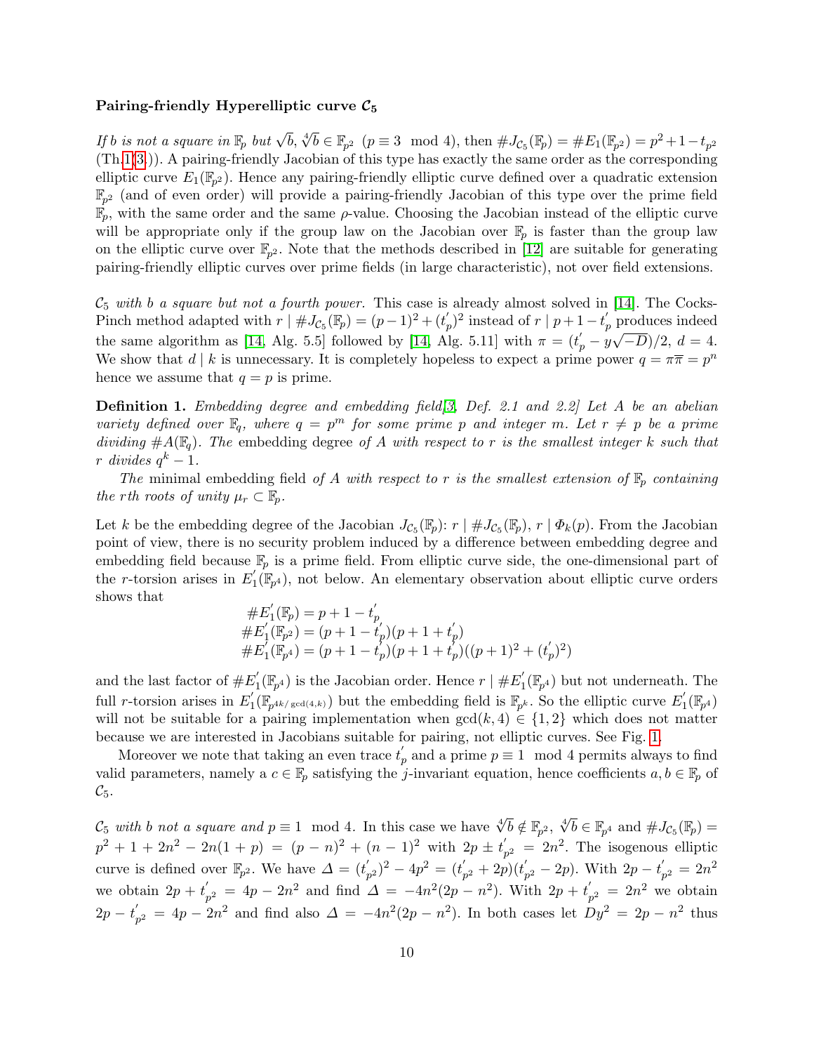**Pairing-friendly Hyperelliptic curve $\mathcal{C}_5$**

*If $b$ is not a square in $\mathbb{F}_p$ but $\sqrt{b}$, $\sqrt[4]{b} \in \mathbb{F}_{p^2}$ ($p \equiv 3 \mod 4$), then* $\#J_{\mathcal{C}_5}(\mathbb{F}_p) = \#E_1(\mathbb{F}_{p^2}) = p^2+1-t_{p^2}$ (Th.1[3]). A pairing-friendly Jacobian of this type has exactly the same order as the corresponding elliptic curve $E_1(\mathbb{F}_{p^2})$. Hence any pairing-friendly elliptic curve defined over a quadratic extension $\mathbb{F}_{p^2}$ (and of even order) will provide a pairing-friendly Jacobian of this type over the prime field $\mathbb{F}_p$, with the same order and the same $\rho$-value. Choosing the Jacobian instead of the elliptic curve will be appropriate only if the group law on the Jacobian over $\mathbb{F}_p$ is faster than the group law on the elliptic curve over $\mathbb{F}_{p^2}$. Note that the methods described in [12] are suitable for generating pairing-friendly elliptic curves over prime fields (in large characteristic), not over field extensions.

*$\mathcal{C}_5$ with $b$ a square but not a fourth power.* This case is already almost solved in [14]. The Cocks-Pinch method adapted with $r \mid \#J_{\mathcal{C}_5}(\mathbb{F}_p) = (p-1)^2 + (t_p')^2$ instead of $r \mid p+1-t_p'$ produces indeed the same algorithm as [14, Alg. 5.5] followed by [14, Alg. 5.11] with $\pi = (t_p' - y\sqrt{-D})/2$, $d = 4$. We show that $d \mid k$ is unnecessary. It is completely hopeless to expect a prime power $q = \pi\overline{\pi} = p^n$ hence we assume that $q = p$ is prime.

**Definition 1.** *Embedding degree and embedding field[3, Def. 2.1 and 2.2] Let $A$ be an abelian variety defined over $\mathbb{F}_q$, where $q = p^m$ for some prime $p$ and integer $m$. Let $r \neq p$ be a prime dividing $\#A(\mathbb{F}_q)$. The* embedding degree *of $A$ with respect to $r$ is the smallest integer $k$ such that $r$ divides $q^k - 1$.*

*The* minimal embedding field *of $A$ with respect to $r$ is the smallest extension of $\mathbb{F}_p$ containing the $r$th roots of unity $\mu_r \subset \overline{\mathbb{F}}_p$.*

Let $k$ be the embedding degree of the Jacobian $J_{\mathcal{C}_5}(\mathbb{F}_p)$: $r \mid \#J_{\mathcal{C}_5}(\mathbb{F}_p)$, $r \mid \Phi_k(p)$. From the Jacobian point of view, there is no security problem induced by a difference between embedding degree and embedding field because $\mathbb{F}_p$ is a prime field. From elliptic curve side, the one-dimensional part of the $r$-torsion arises in $E_1'(\mathbb{F}_{p^4})$, not below. An elementary observation about elliptic curve orders shows that

$$
\begin{aligned}
\#E_1'(\mathbb{F}_p) &= p+1-t_p' \\
\#E_1'(\mathbb{F}_{p^2}) &= (p+1-t_p')(p+1+t_p') \\
\#E_1'(\mathbb{F}_{p^4}) &= (p+1-t_p')(p+1+t_p')((p+1)^2+(t_p')^2)
\end{aligned}
$$

and the last factor of $\#E_1'(\mathbb{F}_{p^4})$ is the Jacobian order. Hence $r \mid \#E_1'(\mathbb{F}_{p^4})$ but not underneath. The full $r$-torsion arises in $E_1'(\mathbb{F}_{p^{4k/\gcd(4,k)}})$ but the embedding field is $\mathbb{F}_{p^k}$. So the elliptic curve $E_1'(\mathbb{F}_{p^4})$ will not be suitable for a pairing implementation when $\gcd(k,4) \in \{1,2\}$ which does not matter because we are interested in Jacobians suitable for pairing, not elliptic curves. See Fig. 1.

Moreover we note that taking an even trace $t_p'$ and a prime $p \equiv 1 \mod 4$ permits always to find valid parameters, namely a $c \in \mathbb{F}_p$ satisfying the $j$-invariant equation, hence coefficients $a, b \in \mathbb{F}_p$ of $\mathcal{C}_5$.

*$\mathcal{C}_5$ with $b$ not a square and $p \equiv 1 \mod 4$.* In this case we have $\sqrt[4]{b} \notin \mathbb{F}_{p^2}$, $\sqrt[4]{b} \in \mathbb{F}_{p^4}$ and $\#J_{\mathcal{C}_5}(\mathbb{F}_p) = p^2 + 1 + 2n^2 - 2n(1+p) = (p-n)^2 + (n-1)^2$ with $2p \pm t_{p^2}' = 2n^2$. The isogenous elliptic curve is defined over $\mathbb{F}_{p^2}$. We have $\Delta = (t_{p^2}')^2 - 4p^2 = (t_{p^2}' + 2p)(t_{p^2}' - 2p)$. With $2p - t_{p^2}' = 2n^2$ we obtain $2p + t_{p^2}' = 4p - 2n^2$ and find $\Delta = -4n^2(2p - n^2)$. With $2p + t_{p^2}' = 2n^2$ we obtain $2p - t_{p^2}' = 4p - 2n^2$ and find also $\Delta = -4n^2(2p - n^2)$. In both cases let $Dy^2 = 2p - n^2$ thus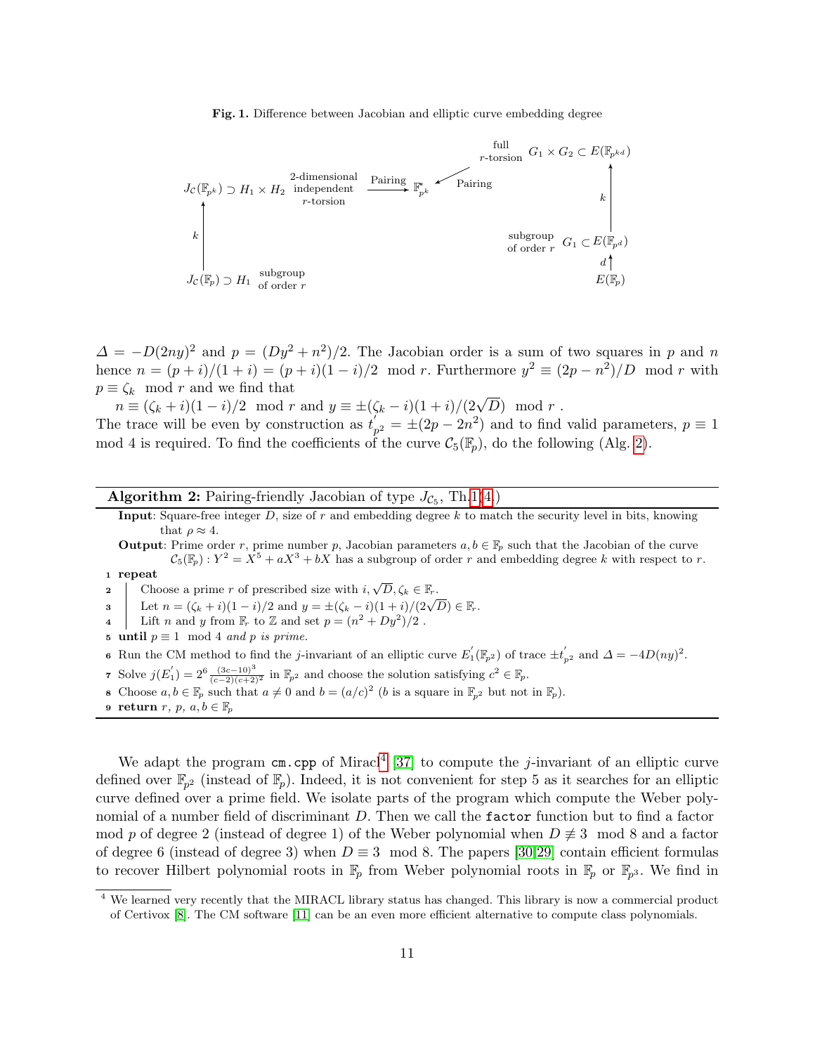**Fig. 1.** Difference between Jacobian and elliptic curve embedding degree

$\Delta = -D(2ny)^2$ and $p = (Dy^2 + n^2)/2$. The Jacobian order is a sum of two squares in $p$ and $n$ hence $n = (p+i)/(1+i) = (p+i)(1-i)/2 \mod r$. Furthermore $y^2 \equiv (2p - n^2)/D \mod r$ with $p \equiv \zeta_k \mod r$ and we find that

$n \equiv (\zeta_k + i)(1-i)/2 \mod r$ and $y \equiv \pm(\zeta_k - i)(1+i)/(2\sqrt{D}) \mod r$ .

The trace will be even by construction as $t'_{p^2} = \pm(2p - 2n^2)$ and to find valid parameters, $p \equiv 1 \mod 4$ is required. To find the coefficients of the curve $\mathcal{C}_5(\mathbb{F}_p)$, do the following (Alg. 2).

---

**Algorithm 2:** Pairing-friendly Jacobian of type $J_{\mathcal{C}_5}$, Th.1(4.)

**Input**: Square-free integer $D$, size of $r$ and embedding degree $k$ to match the security level in bits, knowing that $\rho \approx 4$.

**Output**: Prime order $r$, prime number $p$, Jacobian parameters $a, b \in \mathbb{F}_p$ such that the Jacobian of the curve $\mathcal{C}_5(\mathbb{F}_p) : Y^2 = X^5 + aX^3 + bX$ has a subgroup of order $r$ and embedding degree $k$ with respect to $r$.

1. **repeat**
2. Choose a prime $r$ of prescribed size with $i, \sqrt{D}, \zeta_k \in \mathbb{F}_r$.
3. Let $n = (\zeta_k + i)(1-i)/2$ and $y = \pm(\zeta_k - i)(1+i)/(2\sqrt{D}) \in \mathbb{F}_r$.
4. Lift $n$ and $y$ from $\mathbb{F}_r$ to $\mathbb{Z}$ and set $p = (n^2 + Dy^2)/2$ .
5. **until** $p \equiv 1 \mod 4$ *and $p$ is prime.*
6. Run the CM method to find the $j$-invariant of an elliptic curve $E'_1(\mathbb{F}_{p^2})$ of trace $\pm t'_{p^2}$ and $\Delta = -4D(ny)^2$.
7. Solve $j(E'_1) = 2^6 \frac{(3c-10)^3}{(c-2)(c+2)^2}$ in $\mathbb{F}_{p^2}$ and choose the solution satisfying $c^2 \in \mathbb{F}_p$.
8. Choose $a, b \in \mathbb{F}_p$ such that $a \neq 0$ and $b = (a/c)^2$ ($b$ is a square in $\mathbb{F}_{p^2}$ but not in $\mathbb{F}_p$).
9. **return** $r$, $p$, $a, b \in \mathbb{F}_p$

---

We adapt the program `cm.cpp` of Miracl[4] [37] to compute the $j$-invariant of an elliptic curve defined over $\mathbb{F}_{p^2}$ (instead of $\mathbb{F}_p$). Indeed, it is not convenient for step 5 as it searches for an elliptic curve defined over a prime field. We isolate parts of the program which compute the Weber polynomial of a number field of discriminant $D$. Then we call the `factor` function but to find a factor mod $p$ of degree 2 (instead of degree 1) of the Weber polynomial when $D \not\equiv 3 \mod 8$ and a factor of degree 6 (instead of degree 3) when $D \equiv 3 \mod 8$. The papers [30,29] contain efficient formulas to recover Hilbert polynomial roots in $\mathbb{F}_p$ from Weber polynomial roots in $\mathbb{F}_p$ or $\mathbb{F}_{p^3}$. We find in

[4] We learned very recently that the MIRACL library status has changed. This library is now a commercial product of Certivox [8]. The CM software [11] can be an even more efficient alternative to compute class polynomials.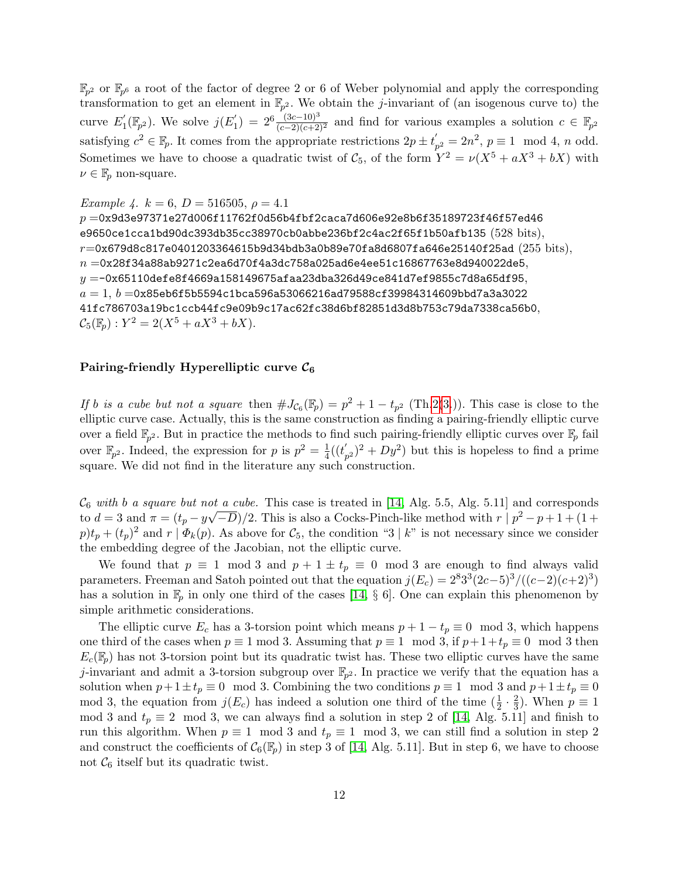$\mathbb{F}_{p^2}$ or $\mathbb{F}_{p^6}$ a root of the factor of degree 2 or 6 of Weber polynomial and apply the corresponding transformation to get an element in $\mathbb{F}_{p^2}$. We obtain the $j$-invariant of (an isogenous curve to) the curve $E_1'(\mathbb{F}_{p^2})$. We solve $j(E_1') = 2^6 \frac{(3c-10)^3}{(c-2)(c+2)^2}$ and find for various examples a solution $c \in \mathbb{F}_{p^2}$ satisfying $c^2 \in \mathbb{F}_p$. It comes from the appropriate restrictions $2p \pm t_{p^2}' = 2n^2$, $p \equiv 1 \mod 4$, $n$ odd. Sometimes we have to choose a quadratic twist of $\mathcal{C}_5$, of the form $Y^2 = \nu(X^5 + aX^3 + bX)$ with $\nu \in \mathbb{F}_p$ non-square.

*Example 4.* $k = 6$, $D = 516505$, $\rho = 4.1$
$p =$0x9d3e97371e27d006f11762f0d56b4fbf2caca7d606e92e8b6f35189723f46f57ed46e9650ce1cca1bd90dc393db35cc38970cb0abbe236bf2c4ac2f65f1b50afb135 (528 bits),
$r$=0x679d8c817e0401203364615b9d34bdb3a0b89e70fa8d6807fa646e25140f25ad (255 bits),
$n =$0x28f34a88ab9271c2ea6d70f4a3dc758a025ad6e4ee51c16867763e8d940022de5,
$y =$-0x65110defe8f4669a158149675afaa23dba326d49ce841d7ef9855c7d8a65df95,
$a = 1$, $b =$0x85eb6f5b5594c1bca596a53066216ad79588cf39984314609bbd7a3a302241fc786703a19bc1ccb44fc9e09b9c17ac62fc38d6bf82851d3d8b753c79da7338ca56b0,
$\mathcal{C}_5(\mathbb{F}_p) : Y^2 = 2(X^5 + aX^3 + bX)$.

**Pairing-friendly Hyperelliptic curve $\mathcal{C}_6$**

*If $b$ is a cube but not a square* then $\#J_{\mathcal{C}_6}(\mathbb{F}_p) = p^2 + 1 - t_{p^2}$ (Th.2(3)). This case is close to the elliptic curve case. Actually, this is the same construction as finding a pairing-friendly elliptic curve over a field $\mathbb{F}_{p^2}$. But in practice the methods to find such pairing-friendly elliptic curves over $\mathbb{F}_p$ fail over $\mathbb{F}_{p^2}$. Indeed, the expression for $p$ is $p^2 = \frac{1}{4}((t_{p^2}')^2 + Dy^2)$ but this is hopeless to find a prime square. We did not find in the literature any such construction.

*$\mathcal{C}_6$ with $b$ a square but not a cube.* This case is treated in [14, Alg. 5.5, Alg. 5.11] and corresponds to $d = 3$ and $\pi = (t_p - y\sqrt{-D})/2$. This is also a Cocks-Pinch-like method with $r \mid p^2 - p + 1 + (1 + p)t_p + (t_p)^2$ and $r \mid \Phi_k(p)$. As above for $\mathcal{C}_5$, the condition "$3 \mid k$" is not necessary since we consider the embedding degree of the Jacobian, not the elliptic curve.

We found that $p \equiv 1 \mod 3$ and $p + 1 \pm t_p \equiv 0 \mod 3$ are enough to find always valid parameters. Freeman and Satoh pointed out that the equation $j(E_c) = 2^8 3^3 (2c-5)^3/((c-2)(c+2)^3)$ has a solution in $\mathbb{F}_p$ in only one third of the cases [14, § 6]. One can explain this phenomenon by simple arithmetic considerations.

The elliptic curve $E_c$ has a 3-torsion point which means $p + 1 - t_p \equiv 0 \mod 3$, which happens one third of the cases when $p \equiv 1 \mod 3$. Assuming that $p \equiv 1 \mod 3$, if $p + 1 + t_p \equiv 0 \mod 3$ then $E_c(\mathbb{F}_p)$ has not 3-torsion point but its quadratic twist has. These two elliptic curves have the same $j$-invariant and admit a 3-torsion subgroup over $\mathbb{F}_{p^2}$. In practice we verify that the equation has a solution when $p + 1 \pm t_p \equiv 0 \mod 3$. Combining the two conditions $p \equiv 1 \mod 3$ and $p + 1 \pm t_p \equiv 0 \mod 3$, the equation from $j(E_c)$ has indeed a solution one third of the time $(\frac{1}{2} \cdot \frac{2}{3})$. When $p \equiv 1 \mod 3$ and $t_p \equiv 2 \mod 3$, we can always find a solution in step 2 of [14, Alg. 5.11] and finish to run this algorithm. When $p \equiv 1 \mod 3$ and $t_p \equiv 1 \mod 3$, we can still find a solution in step 2 and construct the coefficients of $\mathcal{C}_6(\mathbb{F}_p)$ in step 3 of [14, Alg. 5.11]. But in step 6, we have to choose not $\mathcal{C}_6$ itself but its quadratic twist.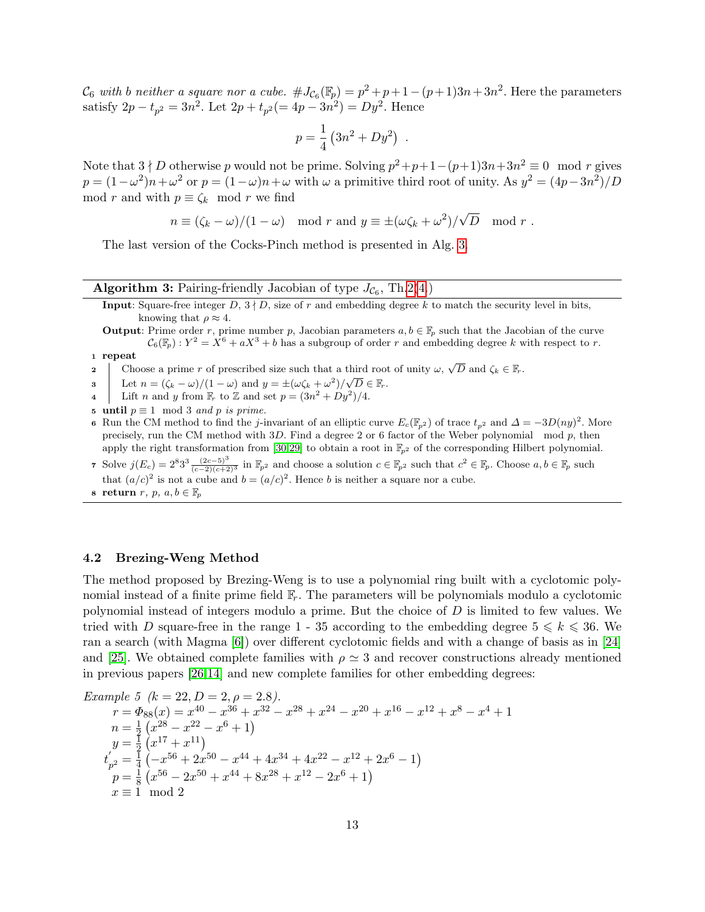$\mathcal{C}_6$ *with $b$ neither a square nor a cube.* $\#J_{\mathcal{C}_6}(\mathbb{F}_p) = p^2+p+1-(p+1)3n+3n^2$. Here the parameters satisfy $2p - t_{p^2} = 3n^2$. Let $2p + t_{p^2} (= 4p - 3n^2) = Dy^2$. Hence

$$p = \frac{1}{4}\left(3n^2 + Dy^2\right) \ .$$

Note that $3 \nmid D$ otherwise $p$ would not be prime. Solving $p^2+p+1-(p+1)3n+3n^2 \equiv 0 \mod r$ gives $p = (1-\omega^2)n + \omega^2$ or $p = (1-\omega)n + \omega$ with $\omega$ a primitive third root of unity. As $y^2 = (4p-3n^2)/D \mod r$ and with $p \equiv \zeta_k \mod r$ we find

$$n \equiv (\zeta_k - \omega)/(1-\omega) \mod r \text{ and } y \equiv \pm(\omega\zeta_k + \omega^2)/\sqrt{D} \mod r \ .$$

The last version of the Cocks-Pinch method is presented in Alg. 3.

---

**Algorithm 3:** Pairing-friendly Jacobian of type $J_{\mathcal{C}_6}$, Th.2(4.)

**Input**: Square-free integer $D$, $3 \nmid D$, size of $r$ and embedding degree $k$ to match the security level in bits, knowing that $\rho \approx 4$.

**Output**: Prime order $r$, prime number $p$, Jacobian parameters $a, b \in \mathbb{F}_p$ such that the Jacobian of the curve $\mathcal{C}_6(\mathbb{F}_p) : Y^2 = X^6 + aX^3 + b$ has a subgroup of order $r$ and embedding degree $k$ with respect to $r$.

1. **repeat**
2. &nbsp;&nbsp;&nbsp;&nbsp;Choose a prime $r$ of prescribed size such that a third root of unity $\omega$, $\sqrt{D}$ and $\zeta_k \in \mathbb{F}_r$.
3. &nbsp;&nbsp;&nbsp;&nbsp;Let $n = (\zeta_k - \omega)/(1-\omega)$ and $y = \pm(\omega\zeta_k + \omega^2)/\sqrt{D} \in \mathbb{F}_r$.
4. &nbsp;&nbsp;&nbsp;&nbsp;Lift $n$ and $y$ from $\mathbb{F}_r$ to $\mathbb{Z}$ and set $p = (3n^2 + Dy^2)/4$.
5. **until** $p \equiv 1 \mod 3$ *and $p$ is prime.*
6. Run the CM method to find the $j$-invariant of an elliptic curve $E_c(\mathbb{F}_{p^2})$ of trace $t_{p^2}$ and $\Delta = -3D(ny)^2$. More precisely, run the CM method with $3D$. Find a degree 2 or 6 factor of the Weber polynomial $\mod p$, then apply the right transformation from [30,29] to obtain a root in $\mathbb{F}_{p^2}$ of the corresponding Hilbert polynomial.
7. Solve $j(E_c) = 2^8 3^3 \frac{(2c-5)^3}{(c-2)(c+2)^3}$ in $\mathbb{F}_{p^2}$ and choose a solution $c \in \mathbb{F}_{p^2}$ such that $c^2 \in \mathbb{F}_p$. Choose $a, b \in \mathbb{F}_p$ such that $(a/c)^2$ is not a cube and $b = (a/c)^2$. Hence $b$ is neither a square nor a cube.
8. **return** $r$, $p$, $a, b \in \mathbb{F}_p$

---

### 4.2 Brezing-Weng Method

The method proposed by Brezing-Weng is to use a polynomial ring built with a cyclotomic polynomial instead of a finite prime field $\mathbb{F}_r$. The parameters will be polynomials modulo a cyclotomic polynomial instead of integers modulo a prime. But the choice of $D$ is limited to few values. We tried with $D$ square-free in the range 1 - 35 according to the embedding degree $5 \leqslant k \leqslant 36$. We ran a search (with Magma [6]) over different cyclotomic fields and with a change of basis as in [24] and [25]. We obtained complete families with $\rho \simeq 3$ and recover constructions already mentioned in previous papers [26,14] and new complete families for other embedding degrees:

*Example 5* *($k = 22, D = 2, \rho = 2.8$).*

$$\begin{aligned}
r &= \Phi_{88}(x) = x^{40} - x^{36} + x^{32} - x^{28} + x^{24} - x^{20} + x^{16} - x^{12} + x^8 - x^4 + 1 \\
n &= \tfrac{1}{2}\left(x^{28} - x^{22} - x^6 + 1\right) \\
y &= \tfrac{1}{2}\left(x^{17} + x^{11}\right) \\
t'_{p^2} &= \tfrac{1}{4}\left(-x^{56} + 2x^{50} - x^{44} + 4x^{34} + 4x^{22} - x^{12} + 2x^6 - 1\right) \\
p &= \tfrac{1}{8}\left(x^{56} - 2x^{50} + x^{44} + 8x^{28} + x^{12} - 2x^6 + 1\right) \\
x &\equiv 1 \mod 2
\end{aligned}$$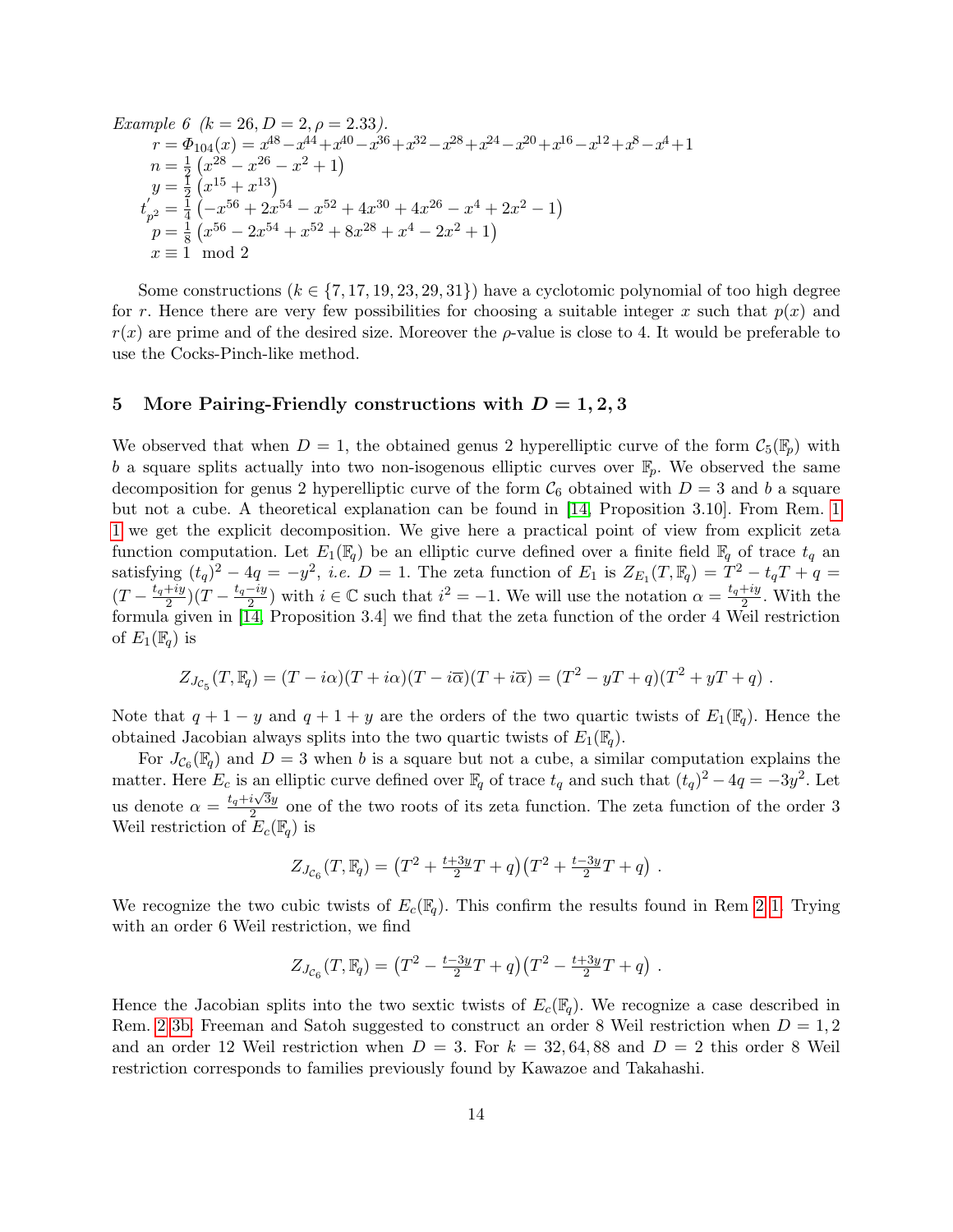*Example 6* $(k = 26, D = 2, \rho = 2.33)$.

$$
\begin{aligned}
r &= \Phi_{104}(x) = x^{48} - x^{44} + x^{40} - x^{36} + x^{32} - x^{28} + x^{24} - x^{20} + x^{16} - x^{12} + x^{8} - x^{4} + 1 \\
n &= \tfrac{1}{2}\left(x^{28} - x^{26} - x^{2} + 1\right) \\
y &= \tfrac{1}{2}\left(x^{15} + x^{13}\right) \\
t'_{p^2} &= \tfrac{1}{4}\left(-x^{56} + 2x^{54} - x^{52} + 4x^{30} + 4x^{26} - x^{4} + 2x^{2} - 1\right) \\
p &= \tfrac{1}{8}\left(x^{56} - 2x^{54} + x^{52} + 8x^{28} + x^{4} - 2x^{2} + 1\right) \\
x &\equiv 1 \mod 2
\end{aligned}
$$

Some constructions ($k \in \{7, 17, 19, 23, 29, 31\}$) have a cyclotomic polynomial of too high degree for $r$. Hence there are very few possibilities for choosing a suitable integer $x$ such that $p(x)$ and $r(x)$ are prime and of the desired size. Moreover the $\rho$-value is close to 4. It would be preferable to use the Cocks-Pinch-like method.

## 5 More Pairing-Friendly constructions with $D = 1, 2, 3$

We observed that when $D = 1$, the obtained genus 2 hyperelliptic curve of the form $\mathcal{C}_5(\mathbb{F}_p)$ with $b$ a square splits actually into two non-isogenous elliptic curves over $\mathbb{F}_p$. We observed the same decomposition for genus 2 hyperelliptic curve of the form $\mathcal{C}_6$ obtained with $D = 3$ and $b$ a square but not a cube. A theoretical explanation can be found in [14, Proposition 3.10]. From Rem. 1 1 we get the explicit decomposition. We give here a practical point of view from explicit zeta function computation. Let $E_1(\mathbb{F}_q)$ be an elliptic curve defined over a finite field $\mathbb{F}_q$ of trace $t_q$ an satisfying $(t_q)^2 - 4q = -y^2$, *i.e.* $D = 1$. The zeta function of $E_1$ is $Z_{E_1}(T, \mathbb{F}_q) = T^2 - t_q T + q = (T - \frac{t_q + iy}{2})(T - \frac{t_q - iy}{2})$ with $i \in \mathbb{C}$ such that $i^2 = -1$. We will use the notation $\alpha = \frac{t_q + iy}{2}$. With the formula given in [14, Proposition 3.4] we find that the zeta function of the order 4 Weil restriction of $E_1(\mathbb{F}_q)$ is

$$
Z_{J_{\mathcal{C}_5}}(T, \mathbb{F}_q) = (T - i\alpha)(T + i\alpha)(T - i\overline{\alpha})(T + i\overline{\alpha}) = (T^2 - yT + q)(T^2 + yT + q) \; .
$$

Note that $q + 1 - y$ and $q + 1 + y$ are the orders of the two quartic twists of $E_1(\mathbb{F}_q)$. Hence the obtained Jacobian always splits into the two quartic twists of $E_1(\mathbb{F}_q)$.

For $J_{\mathcal{C}_6}(\mathbb{F}_q)$ and $D = 3$ when $b$ is a square but not a cube, a similar computation explains the matter. Here $E_c$ is an elliptic curve defined over $\mathbb{F}_q$ of trace $t_q$ and such that $(t_q)^2 - 4q = -3y^2$. Let us denote $\alpha = \frac{t_q + i\sqrt{3}y}{2}$ one of the two roots of its zeta function. The zeta function of the order 3 Weil restriction of $E_c(\mathbb{F}_q)$ is

$$
Z_{J_{\mathcal{C}_6}}(T, \mathbb{F}_q) = \left(T^2 + \tfrac{t + 3y}{2} T + q\right)\left(T^2 + \tfrac{t - 3y}{2} T + q\right) \; .
$$

We recognize the two cubic twists of $E_c(\mathbb{F}_q)$. This confirm the results found in Rem 2 1. Trying with an order 6 Weil restriction, we find

$$
Z_{J_{\mathcal{C}_6}}(T, \mathbb{F}_q) = \left(T^2 - \tfrac{t - 3y}{2} T + q\right)\left(T^2 - \tfrac{t + 3y}{2} T + q\right) \; .
$$

Hence the Jacobian splits into the two sextic twists of $E_c(\mathbb{F}_q)$. We recognize a case described in Rem. 2 3b. Freeman and Satoh suggested to construct an order 8 Weil restriction when $D = 1, 2$ and an order 12 Weil restriction when $D = 3$. For $k = 32, 64, 88$ and $D = 2$ this order 8 Weil restriction corresponds to families previously found by Kawazoe and Takahashi.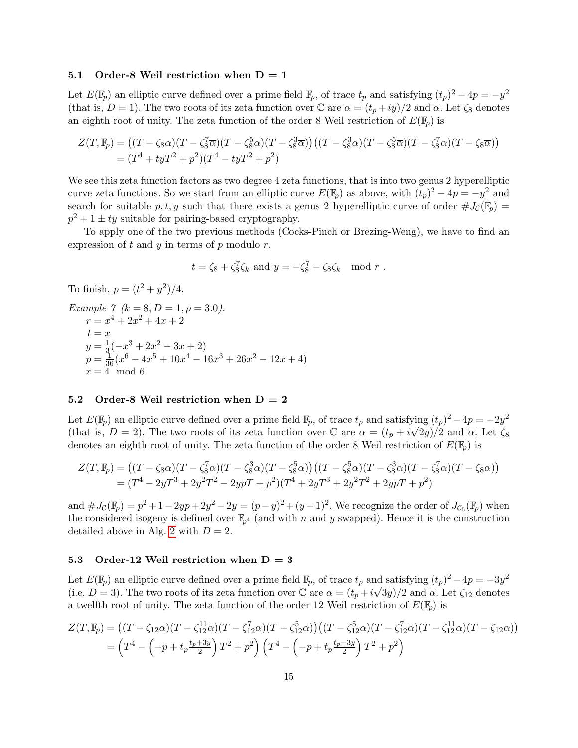### 5.1 Order-8 Weil restriction when D = 1

Let $E(\mathbb{F}_p)$ an elliptic curve defined over a prime field $\mathbb{F}_p$, of trace $t_p$ and satisfying $(t_p)^2 - 4p = -y^2$ (that is, $D = 1$). The two roots of its zeta function over $\mathbb{C}$ are $\alpha = (t_p + iy)/2$ and $\overline{\alpha}$. Let $\zeta_8$ denotes an eighth root of unity. The zeta function of the order 8 Weil restriction of $E(\mathbb{F}_p)$ is

$$
\begin{aligned}
Z(T, \mathbb{F}_p) &= \left((T - \zeta_8\alpha)(T - \zeta_8^7\overline{\alpha})(T - \zeta_8^5\alpha)(T - \zeta_8^3\overline{\alpha})\right)\left((T - \zeta_8^3\alpha)(T - \zeta_8^5\overline{\alpha})(T - \zeta_8^7\alpha)(T - \zeta_8\overline{\alpha})\right) \\
&= (T^4 + tyT^2 + p^2)(T^4 - tyT^2 + p^2)
\end{aligned}
$$

We see this zeta function factors as two degree 4 zeta functions, that is into two genus 2 hyperelliptic curve zeta functions. So we start from an elliptic curve $E(\mathbb{F}_p)$ as above, with $(t_p)^2 - 4p = -y^2$ and search for suitable $p, t, y$ such that there exists a genus 2 hyperelliptic curve of order $\#J_{\mathcal{C}}(\mathbb{F}_p) = p^2 + 1 \pm ty$ suitable for pairing-based cryptography.

To apply one of the two previous methods (Cocks-Pinch or Brezing-Weng), we have to find an expression of $t$ and $y$ in terms of $p$ modulo $r$.

$$t = \zeta_8 + \zeta_8^7\zeta_k \text{ and } y = -\zeta_8^7 - \zeta_8\zeta_k \mod r\ .$$

To finish, $p = (t^2 + y^2)/4$.

*Example 7 ($k = 8, D = 1, \rho = 3.0$).*
$r = x^4 + 2x^2 + 4x + 2$
$t = x$
$y = \frac{1}{3}(-x^3 + 2x^2 - 3x + 2)$
$p = \frac{1}{36}(x^6 - 4x^5 + 10x^4 - 16x^3 + 26x^2 - 12x + 4)$
$x \equiv 4 \mod 6$

### 5.2 Order-8 Weil restriction when D = 2

Let $E(\mathbb{F}_p)$ an elliptic curve defined over a prime field $\mathbb{F}_p$, of trace $t_p$ and satisfying $(t_p)^2 - 4p = -2y^2$ (that is, $D = 2$). The two roots of its zeta function over $\mathbb{C}$ are $\alpha = (t_p + i\sqrt{2}y)/2$ and $\overline{\alpha}$. Let $\zeta_8$ denotes an eighth root of unity. The zeta function of the order 8 Weil restriction of $E(\mathbb{F}_p)$ is

$$
\begin{aligned}
Z(T, \mathbb{F}_p) &= \left((T - \zeta_8\alpha)(T - \zeta_8^7\overline{\alpha})(T - \zeta_8^3\alpha)(T - \zeta_8^5\overline{\alpha})\right)\left((T - \zeta_8^5\alpha)(T - \zeta_8^3\overline{\alpha})(T - \zeta_8^7\alpha)(T - \zeta_8\overline{\alpha})\right) \\
&= (T^4 - 2yT^3 + 2y^2T^2 - 2ypT + p^2)(T^4 + 2yT^3 + 2y^2T^2 + 2ypT + p^2)
\end{aligned}
$$

and $\#J_{\mathcal{C}}(\mathbb{F}_p) = p^2 + 1 - 2yp + 2y^2 - 2y = (p - y)^2 + (y - 1)^2$. We recognize the order of $J_{\mathcal{C}_5}(\mathbb{F}_p)$ when the considered isogeny is defined over $\mathbb{F}_{p^4}$ (and with $n$ and $y$ swapped). Hence it is the construction detailed above in Alg. 2 with $D = 2$.

### 5.3 Order-12 Weil restriction when D = 3

Let $E(\mathbb{F}_p)$ an elliptic curve defined over a prime field $\mathbb{F}_p$, of trace $t_p$ and satisfying $(t_p)^2 - 4p = -3y^2$ (i.e. $D = 3$). The two roots of its zeta function over $\mathbb{C}$ are $\alpha = (t_p + i\sqrt{3}y)/2$ and $\overline{\alpha}$. Let $\zeta_{12}$ denotes a twelfth root of unity. The zeta function of the order 12 Weil restriction of $E(\mathbb{F}_p)$ is

$$
\begin{aligned}
Z(T, \mathbb{F}_p) &= \left((T - \zeta_{12}\alpha)(T - \zeta_{12}^{11}\overline{\alpha})(T - \zeta_{12}^7\alpha)(T - \zeta_{12}^5\overline{\alpha})\right)\left((T - \zeta_{12}^5\alpha)(T - \zeta_{12}^7\overline{\alpha})(T - \zeta_{12}^{11}\alpha)(T - \zeta_{12}\overline{\alpha})\right) \\
&= \left(T^4 - \left(-p + t_p\tfrac{t_p + 3y}{2}\right)T^2 + p^2\right)\left(T^4 - \left(-p + t_p\tfrac{t_p - 3y}{2}\right)T^2 + p^2\right)
\end{aligned}
$$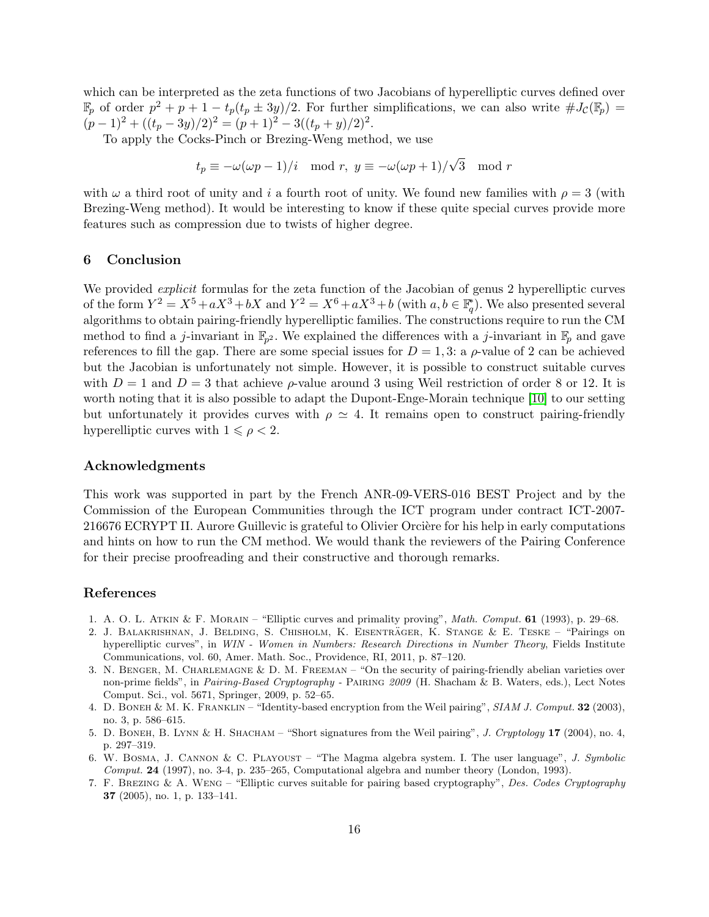which can be interpreted as the zeta functions of two Jacobians of hyperelliptic curves defined over $\mathbb{F}_p$ of order $p^2 + p + 1 - t_p(t_p \pm 3y)/2$. For further simplifications, we can also write $\#J_{\mathcal{C}}(\mathbb{F}_p) = (p-1)^2 + ((t_p - 3y)/2)^2 = (p+1)^2 - 3((t_p + y)/2)^2$.

To apply the Cocks-Pinch or Brezing-Weng method, we use

$$t_p \equiv -\omega(\omega p - 1)/i \mod r, \; y \equiv -\omega(\omega p + 1)/\sqrt{3} \mod r$$

with $\omega$ a third root of unity and $i$ a fourth root of unity. We found new families with $\rho = 3$ (with Brezing-Weng method). It would be interesting to know if these quite special curves provide more features such as compression due to twists of higher degree.

## 6 Conclusion

We provided *explicit* formulas for the zeta function of the Jacobian of genus 2 hyperelliptic curves of the form $Y^2 = X^5 + aX^3 + bX$ and $Y^2 = X^6 + aX^3 + b$ (with $a, b \in \mathbb{F}_q^*$). We also presented several algorithms to obtain pairing-friendly hyperelliptic families. The constructions require to run the CM method to find a $j$-invariant in $\mathbb{F}_{p^2}$. We explained the differences with a $j$-invariant in $\mathbb{F}_p$ and gave references to fill the gap. There are some special issues for $D = 1, 3$: a $\rho$-value of 2 can be achieved but the Jacobian is unfortunately not simple. However, it is possible to construct suitable curves with $D = 1$ and $D = 3$ that achieve $\rho$-value around 3 using Weil restriction of order 8 or 12. It is worth noting that it is also possible to adapt the Dupont-Enge-Morain technique [10] to our setting but unfortunately it provides curves with $\rho \simeq 4$. It remains open to construct pairing-friendly hyperelliptic curves with $1 \leqslant \rho < 2$.

### Acknowledgments

This work was supported in part by the French ANR-09-VERS-016 BEST Project and by the Commission of the European Communities through the ICT program under contract ICT-2007-216676 ECRYPT II. Aurore Guillevic is grateful to Olivier Orcière for his help in early computations and hints on how to run the CM method. We would thank the reviewers of the Pairing Conference for their precise proofreading and their constructive and thorough remarks.

### References

1. A. O. L. Atkin & F. Morain – "Elliptic curves and primality proving", *Math. Comput.* **61** (1993), p. 29–68.
2. J. Balakrishnan, J. Belding, S. Chisholm, K. Eisenträger, K. Stange & E. Teske – "Pairings on hyperelliptic curves", in *WIN - Women in Numbers: Research Directions in Number Theory*, Fields Institute Communications, vol. 60, Amer. Math. Soc., Providence, RI, 2011, p. 87–120.
3. N. Benger, M. Charlemagne & D. M. Freeman – "On the security of pairing-friendly abelian varieties over non-prime fields", in *Pairing-Based Cryptography* - Pairing *2009* (H. Shacham & B. Waters, eds.), Lect Notes Comput. Sci., vol. 5671, Springer, 2009, p. 52–65.
4. D. Boneh & M. K. Franklin – "Identity-based encryption from the Weil pairing", *SIAM J. Comput.* **32** (2003), no. 3, p. 586–615.
5. D. Boneh, B. Lynn & H. Shacham – "Short signatures from the Weil pairing", *J. Cryptology* **17** (2004), no. 4, p. 297–319.
6. W. Bosma, J. Cannon & C. Playoust – "The Magma algebra system. I. The user language", *J. Symbolic Comput.* **24** (1997), no. 3-4, p. 235–265, Computational algebra and number theory (London, 1993).
7. F. Brezing & A. Weng – "Elliptic curves suitable for pairing based cryptography", *Des. Codes Cryptography* **37** (2005), no. 1, p. 133–141.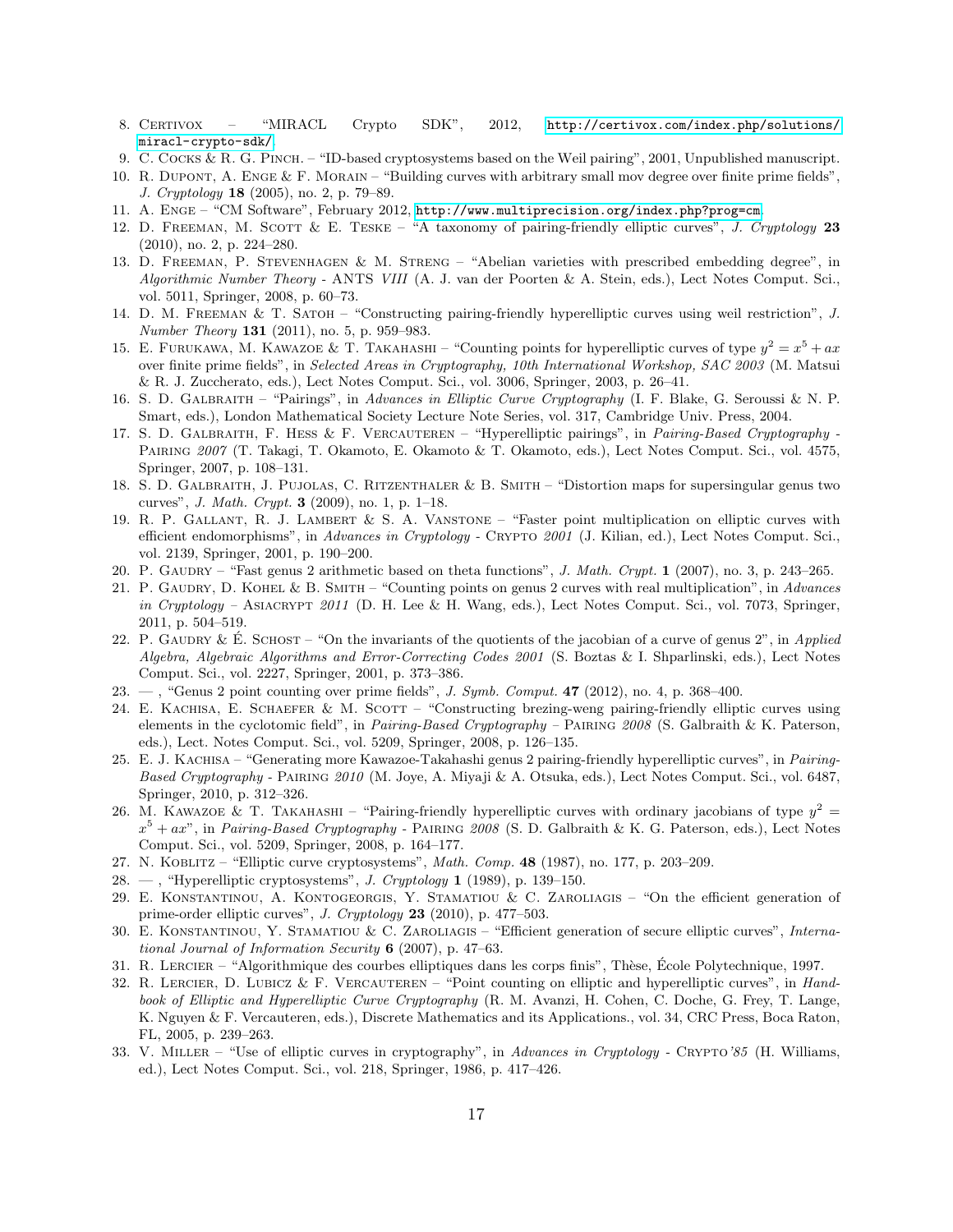8. Certivox – "MIRACL Crypto SDK", 2012, http://certivox.com/index.php/solutions/miracl-crypto-sdk/.
9. C. Cocks & R. G. Pinch. – "ID-based cryptosystems based on the Weil pairing", 2001, Unpublished manuscript.
10. R. Dupont, A. Enge & F. Morain – "Building curves with arbitrary small mov degree over finite prime fields", *J. Cryptology* **18** (2005), no. 2, p. 79–89.
11. A. Enge – "CM Software", February 2012, http://www.multiprecision.org/index.php?prog=cm.
12. D. Freeman, M. Scott & E. Teske – "A taxonomy of pairing-friendly elliptic curves", *J. Cryptology* **23** (2010), no. 2, p. 224–280.
13. D. Freeman, P. Stevenhagen & M. Streng – "Abelian varieties with prescribed embedding degree", in *Algorithmic Number Theory* - ANTS *VIII* (A. J. van der Poorten & A. Stein, eds.), Lect Notes Comput. Sci., vol. 5011, Springer, 2008, p. 60–73.
14. D. M. Freeman & T. Satoh – "Constructing pairing-friendly hyperelliptic curves using weil restriction", *J. Number Theory* **131** (2011), no. 5, p. 959–983.
15. E. Furukawa, M. Kawazoe & T. Takahashi – "Counting points for hyperelliptic curves of type $y^2 = x^5 + ax$ over finite prime fields", in *Selected Areas in Cryptography, 10th International Workshop, SAC 2003* (M. Matsui & R. J. Zuccherato, eds.), Lect Notes Comput. Sci., vol. 3006, Springer, 2003, p. 26–41.
16. S. D. Galbraith – "Pairings", in *Advances in Elliptic Curve Cryptography* (I. F. Blake, G. Seroussi & N. P. Smart, eds.), London Mathematical Society Lecture Note Series, vol. 317, Cambridge Univ. Press, 2004.
17. S. D. Galbraith, F. Hess & F. Vercauteren – "Hyperelliptic pairings", in *Pairing-Based Cryptography* - Pairing *2007* (T. Takagi, T. Okamoto, E. Okamoto & T. Okamoto, eds.), Lect Notes Comput. Sci., vol. 4575, Springer, 2007, p. 108–131.
18. S. D. Galbraith, J. Pujolas, C. Ritzenthaler & B. Smith – "Distortion maps for supersingular genus two curves", *J. Math. Crypt.* **3** (2009), no. 1, p. 1–18.
19. R. P. Gallant, R. J. Lambert & S. A. Vanstone – "Faster point multiplication on elliptic curves with efficient endomorphisms", in *Advances in Cryptology* - Crypto *2001* (J. Kilian, ed.), Lect Notes Comput. Sci., vol. 2139, Springer, 2001, p. 190–200.
20. P. Gaudry – "Fast genus 2 arithmetic based on theta functions", *J. Math. Crypt.* **1** (2007), no. 3, p. 243–265.
21. P. Gaudry, D. Kohel & B. Smith – "Counting points on genus 2 curves with real multiplication", in *Advances in Cryptology* – Asiacrypt *2011* (D. H. Lee & H. Wang, eds.), Lect Notes Comput. Sci., vol. 7073, Springer, 2011, p. 504–519.
22. P. Gaudry & É. Schost – "On the invariants of the quotients of the jacobian of a curve of genus 2", in *Applied Algebra, Algebraic Algorithms and Error-Correcting Codes 2001* (S. Boztas & I. Shparlinski, eds.), Lect Notes Comput. Sci., vol. 2227, Springer, 2001, p. 373–386.
23. — , "Genus 2 point counting over prime fields", *J. Symb. Comput.* **47** (2012), no. 4, p. 368–400.
24. E. Kachisa, E. Schaefer & M. Scott – "Constructing brezing-weng pairing-friendly elliptic curves using elements in the cyclotomic field", in *Pairing-Based Cryptography* – Pairing *2008* (S. Galbraith & K. Paterson, eds.), Lect. Notes Comput. Sci., vol. 5209, Springer, 2008, p. 126–135.
25. E. J. Kachisa – "Generating more Kawazoe-Takahashi genus 2 pairing-friendly hyperelliptic curves", in *Pairing-Based Cryptography* - Pairing *2010* (M. Joye, A. Miyaji & A. Otsuka, eds.), Lect Notes Comput. Sci., vol. 6487, Springer, 2010, p. 312–326.
26. M. Kawazoe & T. Takahashi – "Pairing-friendly hyperelliptic curves with ordinary jacobians of type $y^2 = x^5 + ax$", in *Pairing-Based Cryptography* - Pairing *2008* (S. D. Galbraith & K. G. Paterson, eds.), Lect Notes Comput. Sci., vol. 5209, Springer, 2008, p. 164–177.
27. N. Koblitz – "Elliptic curve cryptosystems", *Math. Comp.* **48** (1987), no. 177, p. 203–209.
28. — , "Hyperelliptic cryptosystems", *J. Cryptology* **1** (1989), p. 139–150.
29. E. Konstantinou, A. Kontogeorgis, Y. Stamatiou & C. Zaroliagis – "On the efficient generation of prime-order elliptic curves", *J. Cryptology* **23** (2010), p. 477–503.
30. E. Konstantinou, Y. Stamatiou & C. Zaroliagis – "Efficient generation of secure elliptic curves", *International Journal of Information Security* **6** (2007), p. 47–63.
31. R. Lercier – "Algorithmique des courbes elliptiques dans les corps finis", Thèse, École Polytechnique, 1997.
32. R. Lercier, D. Lubicz & F. Vercauteren – "Point counting on elliptic and hyperelliptic curves", in *Handbook of Elliptic and Hyperelliptic Curve Cryptography* (R. M. Avanzi, H. Cohen, C. Doche, G. Frey, T. Lange, K. Nguyen & F. Vercauteren, eds.), Discrete Mathematics and its Applications., vol. 34, CRC Press, Boca Raton, FL, 2005, p. 239–263.
33. V. Miller – "Use of elliptic curves in cryptography", in *Advances in Cryptology* - Crypto*'85* (H. Williams, ed.), Lect Notes Comput. Sci., vol. 218, Springer, 1986, p. 417–426.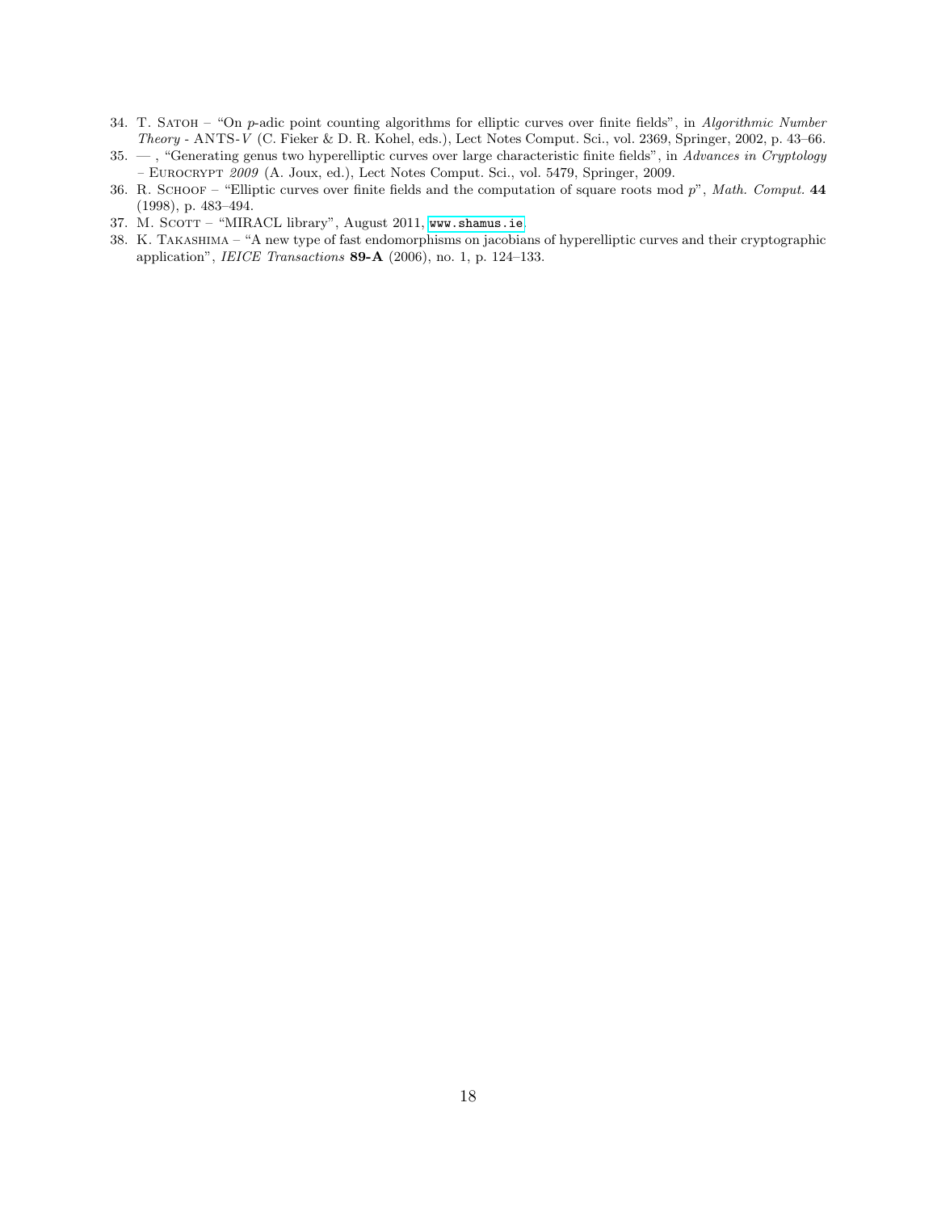34. T. Satoh – "On $p$-adic point counting algorithms for elliptic curves over finite fields", in *Algorithmic Number Theory* - ANTS-*V* (C. Fieker & D. R. Kohel, eds.), Lect Notes Comput. Sci., vol. 2369, Springer, 2002, p. 43–66.
35. — , "Generating genus two hyperelliptic curves over large characteristic finite fields", in *Advances in Cryptology – Eurocrypt 2009* (A. Joux, ed.), Lect Notes Comput. Sci., vol. 5479, Springer, 2009.
36. R. Schoof – "Elliptic curves over finite fields and the computation of square roots mod $p$", *Math. Comput.* **44** (1998), p. 483–494.
37. M. Scott – "MIRACL library", August 2011, www.shamus.ie.
38. K. Takashima – "A new type of fast endomorphisms on jacobians of hyperelliptic curves and their cryptographic application", *IEICE Transactions* **89-A** (2006), no. 1, p. 124–133.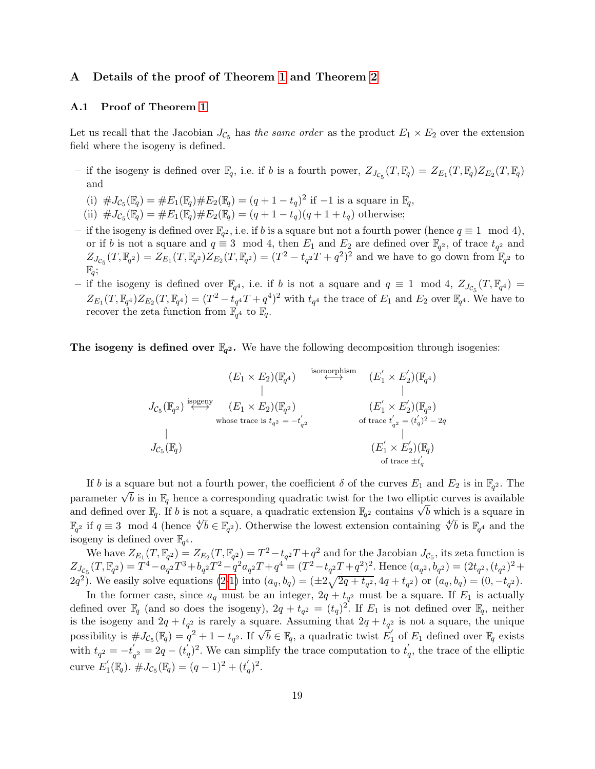## A Details of the proof of Theorem 1 and Theorem 2

### A.1 Proof of Theorem 1

Let us recall that the Jacobian $J_{\mathcal{C}_5}$ has *the same order* as the product $E_1 \times E_2$ over the extension field where the isogeny is defined.

- if the isogeny is defined over $\mathbb{F}_q$, i.e. if $b$ is a fourth power, $Z_{J_{\mathcal{C}_5}}(T, \mathbb{F}_q) = Z_{E_1}(T, \mathbb{F}_q) Z_{E_2}(T, \mathbb{F}_q)$ and
  (i) $\#J_{\mathcal{C}_5}(\mathbb{F}_q) = \#E_1(\mathbb{F}_q)\#E_2(\mathbb{F}_q) = (q + 1 - t_q)^2$ if $-1$ is a square in $\mathbb{F}_q$,
  (ii) $\#J_{\mathcal{C}_5}(\mathbb{F}_q) = \#E_1(\mathbb{F}_q)\#E_2(\mathbb{F}_q) = (q + 1 - t_q)(q + 1 + t_q)$ otherwise;
- if the isogeny is defined over $\mathbb{F}_{q^2}$, i.e. if $b$ is a square but not a fourth power (hence $q \equiv 1 \mod 4$), or if $b$ is not a square and $q \equiv 3 \mod 4$, then $E_1$ and $E_2$ are defined over $\mathbb{F}_{q^2}$, of trace $t_{q^2}$ and $Z_{J_{\mathcal{C}_5}}(T, \mathbb{F}_{q^2}) = Z_{E_1}(T, \mathbb{F}_{q^2}) Z_{E_2}(T, \mathbb{F}_{q^2}) = (T^2 - t_{q^2}T + q^2)^2$ and we have to go down from $\mathbb{F}_{q^2}$ to $\mathbb{F}_q$;
- if the isogeny is defined over $\mathbb{F}_{q^4}$, i.e. if $b$ is not a square and $q \equiv 1 \mod 4$, $Z_{J_{\mathcal{C}_5}}(T, \mathbb{F}_{q^4}) = Z_{E_1}(T, \mathbb{F}_{q^4}) Z_{E_2}(T, \mathbb{F}_{q^4}) = (T^2 - t_{q^4}T + q^4)^2$ with $t_{q^4}$ the trace of $E_1$ and $E_2$ over $\mathbb{F}_{q^4}$. We have to recover the zeta function from $\mathbb{F}_{q^4}$ to $\mathbb{F}_q$.

**The isogeny is defined over $\mathbb{F}_{q^2}$.** We have the following decomposition through isogenies:

$$
\begin{array}{ccccc}
 & (E_1 \times E_2)(\mathbb{F}_{q^4}) & \overset{\text{isomorphism}}{\longleftrightarrow} & (E_1' \times E_2')(\mathbb{F}_{q^4}) \\
 & | & & | \\
J_{\mathcal{C}_5}(\mathbb{F}_{q^2}) \overset{\text{isogeny}}{\longleftrightarrow} & (E_1 \times E_2)(\mathbb{F}_{q^2}) & & (E_1' \times E_2')(\mathbb{F}_{q^2}) \\
 & \text{whose trace is } t_{q^2} = -t_{q^2}' & & \text{of trace } t_{q^2}' = (t_q')^2 - 2q \\
| & & & | \\
J_{\mathcal{C}_5}(\mathbb{F}_q) & & & (E_1' \times E_2')(\mathbb{F}_q) \\
 & & & \text{of trace } \pm t_q'
\end{array}
$$

If $b$ is a square but not a fourth power, the coefficient $\delta$ of the curves $E_1$ and $E_2$ is in $\mathbb{F}_{q^2}$. The parameter $\sqrt{b}$ is in $\mathbb{F}_q$ hence a corresponding quadratic twist for the two elliptic curves is available and defined over $\mathbb{F}_q$. If $b$ is not a square, a quadratic extension $\mathbb{F}_{q^2}$ contains $\sqrt{b}$ which is a square in $\mathbb{F}_{q^2}$ if $q \equiv 3 \mod 4$ (hence $\sqrt[4]{b} \in \mathbb{F}_{q^2}$). Otherwise the lowest extension containing $\sqrt[4]{b}$ is $\mathbb{F}_{q^4}$ and the isogeny is defined over $\mathbb{F}_{q^4}$.

We have $Z_{E_1}(T, \mathbb{F}_{q^2}) = Z_{E_2}(T, \mathbb{F}_{q^2}) = T^2 - t_{q^2}T + q^2$ and for the Jacobian $J_{\mathcal{C}_5}$, its zeta function is $Z_{J_{\mathcal{C}_5}}(T, \mathbb{F}_{q^2}) = T^4 - a_{q^2}T^3 + b_{q^2}T^2 - q^2 a_{q^2} T + q^4 = (T^2 - t_{q^2}T + q^2)^2$. Hence $(a_{q^2}, b_{q^2}) = (2t_{q^2}, (t_{q^2})^2 + 2q^2)$. We easily solve equations (2,1) into $(a_q, b_q) = (\pm 2\sqrt{2q + t_{q^2}}, 4q + t_{q^2})$ or $(a_q, b_q) = (0, -t_{q^2})$.

In the former case, since $a_q$ must be an integer, $2q + t_{q^2}$ must be a square. If $E_1$ is actually defined over $\mathbb{F}_q$ (and so does the isogeny), $2q + t_{q^2} = (t_q)^2$. If $E_1$ is not defined over $\mathbb{F}_q$, neither is the isogeny and $2q + t_{q^2}$ is rarely a square. Assuming that $2q + t_{q^2}$ is not a square, the unique possibility is $\#J_{\mathcal{C}_5}(\mathbb{F}_q) = q^2 + 1 - t_{q^2}$. If $\sqrt{b} \in \mathbb{F}_q$, a quadratic twist $E_1'$ of $E_1$ defined over $\mathbb{F}_q$ exists with $t_{q^2} = -t_{q^2}' = 2q - (t_q')^2$. We can simplify the trace computation to $t_q'$, the trace of the elliptic curve $E_1'(\mathbb{F}_q)$. $\#J_{\mathcal{C}_5}(\mathbb{F}_q) = (q-1)^2 + (t_q')^2$.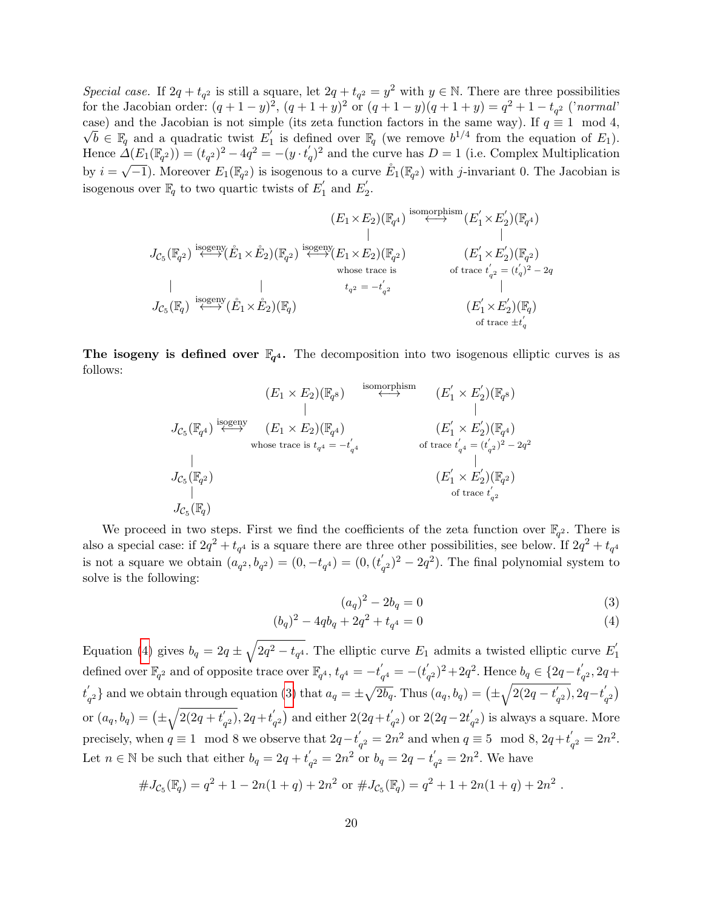*Special case.* If $2q + t_{q^2}$ is still a square, let $2q + t_{q^2} = y^2$ with $y \in \mathbb{N}$. There are three possibilities for the Jacobian order: $(q+1-y)^2$, $(q+1+y)^2$ or $(q+1-y)(q+1+y) = q^2+1-t_{q^2}$ ('*normal*' case) and the Jacobian is not simple (its zeta function factors in the same way). If $q \equiv 1 \mod 4$, $\sqrt{b} \in \mathbb{F}_q$ and a quadratic twist $E_1^{'}$ is defined over $\mathbb{F}_q$ (we remove $b^{1/4}$ from the equation of $E_1$). Hence $\Delta(E_1(\mathbb{F}_{q^2})) = (t_{q^2})^2 - 4q^2 = -(y \cdot t_q^{'})^2$ and the curve has $D = 1$ (i.e. Complex Multiplication by $i = \sqrt{-1}$). Moreover $E_1(\mathbb{F}_{q^2})$ is isogenous to a curve $\mathring{E}_1(\mathbb{F}_{q^2})$ with $j$-invariant 0. The Jacobian is isogenous over $\mathbb{F}_q$ to two quartic twists of $E_1^{'}$ and $E_2^{'}$.

$$
\begin{array}{ccccccc}
 & & & & (E_1 \times E_2)(\mathbb{F}_{q^4}) & \overset{\text{isomorphism}}{\longleftrightarrow} & (E_1^{'} \times E_2^{'})(\mathbb{F}_{q^4}) \\
 & & & & | & & | \\
J_{\mathcal{C}_5}(\mathbb{F}_{q^2}) & \overset{\text{isogeny}}{\longleftrightarrow} & (\mathring{E}_1 \times \mathring{E}_2)(\mathbb{F}_{q^2}) & \overset{\text{isogeny}}{\longleftrightarrow} & (E_1 \times E_2)(\mathbb{F}_{q^2}) & & (E_1^{'} \times E_2^{'})(\mathbb{F}_{q^2}) \\
 & & & & \text{whose trace is} & & \text{of trace } t_{q^2}^{'} = (t_q^{'})^2 - 2q \\
| & & | & & t_{q^2} = -t_{q^2}^{'} & & | \\
J_{\mathcal{C}_5}(\mathbb{F}_q) & \overset{\text{isogeny}}{\longleftrightarrow} & (\mathring{E}_1 \times \mathring{E}_2)(\mathbb{F}_q) & & & & (E_1^{'} \times E_2^{'})(\mathbb{F}_q) \\
 & & & & & & \text{of trace } \pm t_q^{'}
\end{array}
$$

**The isogeny is defined over $\mathbb{F}_{q^4}$.** The decomposition into two isogenous elliptic curves is as follows:

$$
\begin{array}{ccccc}
 & & (E_1 \times E_2)(\mathbb{F}_{q^8}) & \overset{\text{isomorphism}}{\longleftrightarrow} & (E_1^{'} \times E_2^{'})(\mathbb{F}_{q^8}) \\
 & & | & & | \\
J_{\mathcal{C}_5}(\mathbb{F}_{q^4}) & \overset{\text{isogeny}}{\longleftrightarrow} & (E_1 \times E_2)(\mathbb{F}_{q^4}) & & (E_1^{'} \times E_2^{'})(\mathbb{F}_{q^4}) \\
 & & \text{whose trace is } t_{q^4} = -t_{q^4}^{'} & & \text{of trace } t_{q^4}^{'} = (t_{q^2}^{'})^2 - 2q^2 \\
| & & & & | \\
J_{\mathcal{C}_5}(\mathbb{F}_{q^2}) & & & & (E_1^{'} \times E_2^{'})(\mathbb{F}_{q^2}) \\
| & & & & \text{of trace } t_{q^2}^{'} \\
J_{\mathcal{C}_5}(\mathbb{F}_q) & & & &
\end{array}
$$

We proceed in two steps. First we find the coefficients of the zeta function over $\mathbb{F}_{q^2}$. There is also a special case: if $2q^2 + t_{q^4}$ is a square there are three other possibilities, see below. If $2q^2 + t_{q^4}$ is not a square we obtain $(a_{q^2}, b_{q^2}) = (0, -t_{q^4}) = (0, (t_{q^2}^{'})^2 - 2q^2)$. The final polynomial system to solve is the following:

$$(a_q)^2 - 2b_q = 0 \tag{3}$$

$$(b_q)^2 - 4qb_q + 2q^2 + t_{q^4} = 0 \tag{4}$$

Equation (4) gives $b_q = 2q \pm \sqrt{2q^2 - t_{q^4}}$. The elliptic curve $E_1$ admits a twisted elliptic curve $E_1^{'}$ defined over $\mathbb{F}_{q^2}$ and of opposite trace over $\mathbb{F}_{q^4}$, $t_{q^4} = -t_{q^4}^{'} = -(t_{q^2}^{'})^2 + 2q^2$. Hence $b_q \in \{2q - t_{q^2}^{'}, 2q + t_{q^2}^{'}\}$ and we obtain through equation (3) that $a_q = \pm\sqrt{2b_q}$. Thus $(a_q, b_q) = \left(\pm\sqrt{2(2q - t_{q^2}^{'})}, 2q - t_{q^2}^{'}\right)$ or $(a_q, b_q) = \left(\pm\sqrt{2(2q + t_{q^2}^{'})}, 2q + t_{q^2}^{'}\right)$ and either $2(2q + t_{q^2}^{'})$ or $2(2q - 2t_{q^2}^{'})$ is always a square. More precisely, when $q \equiv 1 \mod 8$ we observe that $2q - t_{q^2}^{'} = 2n^2$ and when $q \equiv 5 \mod 8$, $2q + t_{q^2}^{'} = 2n^2$. Let $n \in \mathbb{N}$ be such that either $b_q = 2q + t_{q^2}^{'} = 2n^2$ or $b_q = 2q - t_{q^2}^{'} = 2n^2$. We have

$$\#J_{\mathcal{C}_5}(\mathbb{F}_q) = q^2 + 1 - 2n(1+q) + 2n^2 \text{ or } \#J_{\mathcal{C}_5}(\mathbb{F}_q) = q^2 + 1 + 2n(1+q) + 2n^2 \ .$$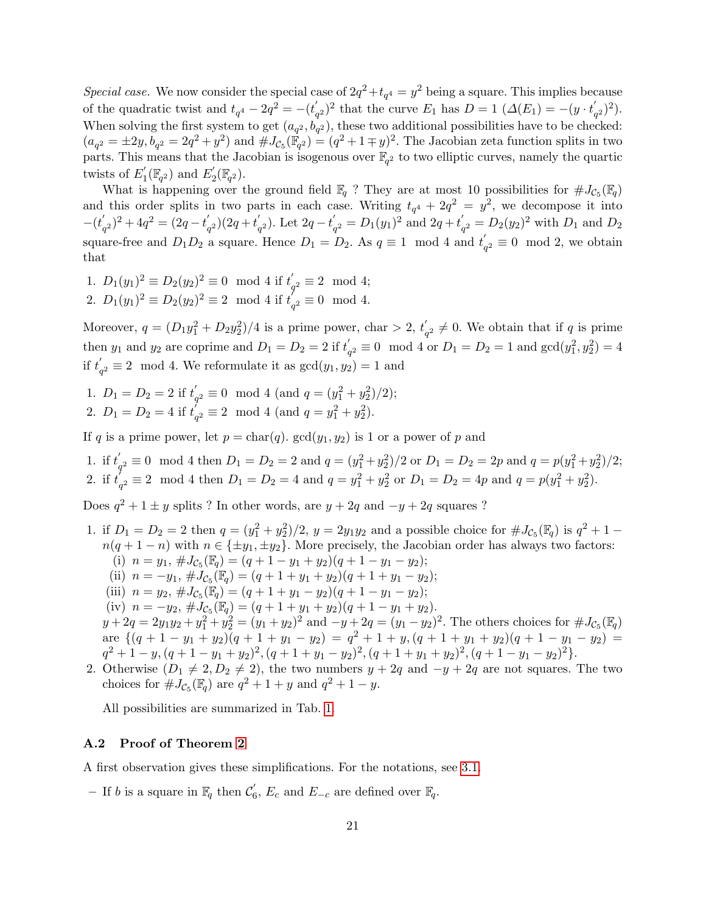*Special case.* We now consider the special case of $2q^2+t_{q^4}=y^2$ being a square. This implies because of the quadratic twist and $t_{q^4}-2q^2=-(t'_{q^2})^2$ that the curve $E_1$ has $D=1$ ($\Delta(E_1)=-(y\cdot t'_{q^2})^2$). When solving the first system to get $(a_{q^2},b_{q^2})$, these two additional possibilities have to be checked: $(a_{q^2}=\pm 2y, b_{q^2}=2q^2+y^2)$ and $\#J_{\mathcal{C}_5}(\mathbb{F}_{q^2})=(q^2+1\mp y)^2$. The Jacobian zeta function splits in two parts. This means that the Jacobian is isogenous over $\mathbb{F}_{q^2}$ to two elliptic curves, namely the quartic twists of $E'_1(\mathbb{F}_{q^2})$ and $E'_2(\mathbb{F}_{q^2})$.

What is happening over the ground field $\mathbb{F}_q$ ? They are at most 10 possibilities for $\#J_{\mathcal{C}_5}(\mathbb{F}_q)$ and this order splits in two parts in each case. Writing $t_{q^4}+2q^2=y^2$, we decompose it into $-(t'_{q^2})^2+4q^2=(2q-t'_{q^2})(2q+t'_{q^2})$. Let $2q-t'_{q^2}=D_1(y_1)^2$ and $2q+t'_{q^2}=D_2(y_2)^2$ with $D_1$ and $D_2$ square-free and $D_1D_2$ a square. Hence $D_1=D_2$. As $q\equiv 1 \mod 4$ and $t'_{q^2}\equiv 0 \mod 2$, we obtain that

1. $D_1(y_1)^2\equiv D_2(y_2)^2\equiv 0 \mod 4$ if $t'_{q^2}\equiv 2 \mod 4$;
2. $D_1(y_1)^2\equiv D_2(y_2)^2\equiv 2 \mod 4$ if $t'_{q^2}\equiv 0 \mod 4$.

Moreover, $q=(D_1y_1^2+D_2y_2^2)/4$ is a prime power, char $>2$, $t'_{q^2}\neq 0$. We obtain that if $q$ is prime then $y_1$ and $y_2$ are coprime and $D_1=D_2=2$ if $t'_{q^2}\equiv 0 \mod 4$ or $D_1=D_2=1$ and $\gcd(y_1^2,y_2^2)=4$ if $t'_{q^2}\equiv 2 \mod 4$. We reformulate it as $\gcd(y_1,y_2)=1$ and

1. $D_1=D_2=2$ if $t'_{q^2}\equiv 0 \mod 4$ (and $q=(y_1^2+y_2^2)/2$);
2. $D_1=D_2=4$ if $t'_{q^2}\equiv 2 \mod 4$ (and $q=y_1^2+y_2^2$).

If $q$ is a prime power, let $p=\mathrm{char}(q)$. $\gcd(y_1,y_2)$ is 1 or a power of $p$ and

1. if $t'_{q^2}\equiv 0 \mod 4$ then $D_1=D_2=2$ and $q=(y_1^2+y_2^2)/2$ or $D_1=D_2=2p$ and $q=p(y_1^2+y_2^2)/2$;
2. if $t'_{q^2}\equiv 2 \mod 4$ then $D_1=D_2=4$ and $q=y_1^2+y_2^2$ or $D_1=D_2=4p$ and $q=p(y_1^2+y_2^2)$.

Does $q^2+1\pm y$ splits ? In other words, are $y+2q$ and $-y+2q$ squares ?

1. if $D_1=D_2=2$ then $q=(y_1^2+y_2^2)/2$, $y=2y_1y_2$ and a possible choice for $\#J_{\mathcal{C}_5}(\mathbb{F}_q)$ is $q^2+1-n(q+1-n)$ with $n\in\{\pm y_1,\pm y_2\}$. More precisely, the Jacobian order has always two factors:
   (i) $n=y_1$, $\#J_{\mathcal{C}_5}(\mathbb{F}_q)=(q+1-y_1+y_2)(q+1-y_1-y_2)$;
   (ii) $n=-y_1$, $\#J_{\mathcal{C}_5}(\mathbb{F}_q)=(q+1+y_1+y_2)(q+1+y_1-y_2)$;
   (iii) $n=y_2$, $\#J_{\mathcal{C}_5}(\mathbb{F}_q)=(q+1+y_1-y_2)(q+1-y_1-y_2)$;
   (iv) $n=-y_2$, $\#J_{\mathcal{C}_5}(\mathbb{F}_q)=(q+1+y_1+y_2)(q+1-y_1+y_2)$.
   $y+2q=2y_1y_2+y_1^2+y_2^2=(y_1+y_2)^2$ and $-y+2q=(y_1-y_2)^2$. The others choices for $\#J_{\mathcal{C}_5}(\mathbb{F}_q)$ are $\{(q+1-y_1+y_2)(q+1+y_1-y_2)=q^2+1+y, (q+1+y_1+y_2)(q+1-y_1-y_2)=q^2+1-y, (q+1-y_1+y_2)^2, (q+1+y_1-y_2)^2, (q+1+y_1+y_2)^2, (q+1-y_1-y_2)^2\}$.
2. Otherwise ($D_1\neq 2, D_2\neq 2$), the two numbers $y+2q$ and $-y+2q$ are not squares. The two choices for $\#J_{\mathcal{C}_5}(\mathbb{F}_q)$ are $q^2+1+y$ and $q^2+1-y$.

   All possibilities are summarized in Tab. 1.

### A.2 Proof of Theorem 2

A first observation gives these simplifications. For the notations, see 3.1.

– If $b$ is a square in $\mathbb{F}_q$ then $\mathcal{C}'_6$, $E_c$ and $E_{-c}$ are defined over $\mathbb{F}_q$.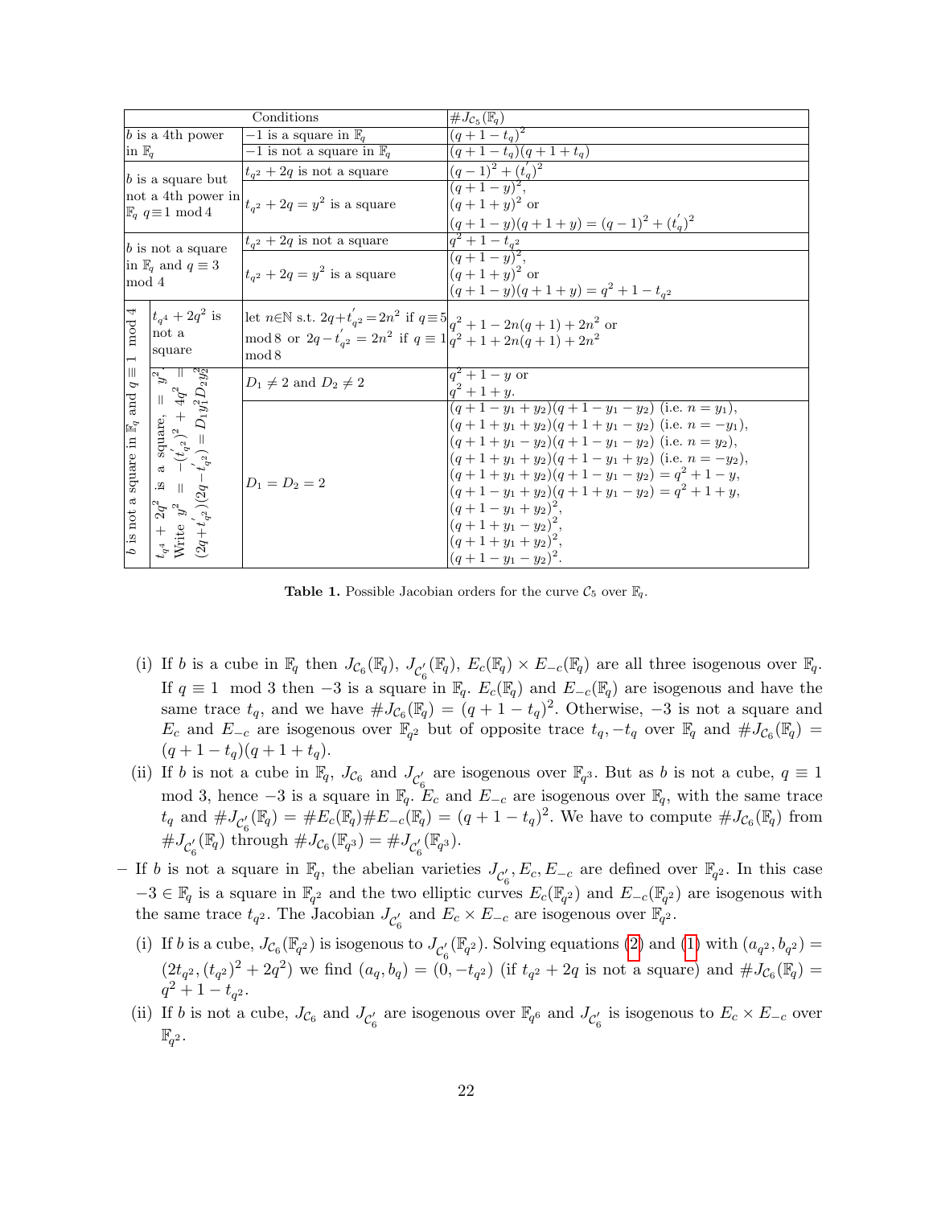| Conditions | | | $\#J_{\mathcal{C}_5}(\mathbb{F}_q)$ |
|---|---|---|---|
| $b$ is a 4th power in $\mathbb{F}_q$ | | $-1$ is a square in $\mathbb{F}_q$ | $(q+1-t_q)^2$ |
| | | $-1$ is not a square in $\mathbb{F}_q$ | $(q+1-t_q)(q+1+t_q)$ |
| $b$ is a square but not a 4th power in $\mathbb{F}_q$ $q\equiv 1 \bmod 4$ | | $t_{q^2}+2q$ is not a square | $(q-1)^2+(t_q^{'})^2$ |
| | | $t_{q^2}+2q=y^2$ is a square | $(q+1-y)^2$, $(q+1+y)^2$ or $(q+1-y)(q+1+y)=(q-1)^2+(t_q^{'})^2$ |
| $b$ is not a square in $\mathbb{F}_q$ and $q\equiv 3 \bmod 4$ | | $t_{q^2}+2q$ is not a square | $q^2+1-t_{q^2}$ |
| | | $t_{q^2}+2q=y^2$ is a square | $(q+1-y)^2$, $(q+1+y)^2$ or $(q+1-y)(q+1+y)=q^2+1-t_{q^2}$ |
| $b$ is not a square in $\mathbb{F}_q$ and $q\equiv 1 \bmod 4$ | $t_{q^4}+2q^2$ is not a square | let $n\in\mathbb{N}$ s.t. $2q+t_{q^2}^{'}=2n^2$ if $q\equiv 5 \bmod 8$ or $2q-t_{q^2}^{'}=2n^2$ if $q\equiv 1 \bmod 8$ | $q^2+1-2n(q+1)+2n^2$ or $q^2+1+2n(q+1)+2n^2$ |
| | $t_{q^4}+2q^2$ is a square, $=y^2$. Write $y^2=-(t_{q^2}^{'})^2+4q^2=(2q+t_{q^2}^{'})(2q-t_{q^2}^{'})=D_1y_1^2D_2y_2^2$ | $D_1\neq 2$ and $D_2\neq 2$ | $q^2+1-y$ or $q^2+1+y$. |
| | | $D_1=D_2=2$ | $(q+1-y_1+y_2)(q+1-y_1-y_2)$ (i.e. $n=y_1$), $(q+1+y_1+y_2)(q+1+y_1-y_2)$ (i.e. $n=-y_1$), $(q+1+y_1-y_2)(q+1-y_1-y_2)$ (i.e. $n=y_2$), $(q+1+y_1+y_2)(q+1-y_1+y_2)$ (i.e. $n=-y_2$), $(q+1+y_1+y_2)(q+1-y_1-y_2)=q^2+1-y$, $(q+1-y_1+y_2)(q+1+y_1-y_2)=q^2+1+y$, $(q+1-y_1+y_2)^2$, $(q+1+y_1-y_2)^2$, $(q+1+y_1+y_2)^2$, $(q+1-y_1-y_2)^2$. |

**Table 1.** Possible Jacobian orders for the curve $\mathcal{C}_5$ over $\mathbb{F}_q$.

(i) If $b$ is a cube in $\mathbb{F}_q$ then $J_{\mathcal{C}_6}(\mathbb{F}_q)$, $J_{\mathcal{C}_6'}(\mathbb{F}_q)$, $E_c(\mathbb{F}_q)\times E_{-c}(\mathbb{F}_q)$ are all three isogenous over $\mathbb{F}_q$. If $q\equiv 1 \mod 3$ then $-3$ is a square in $\mathbb{F}_q$. $E_c(\mathbb{F}_q)$ and $E_{-c}(\mathbb{F}_q)$ are isogenous and have the same trace $t_q$, and we have $\#J_{\mathcal{C}_6}(\mathbb{F}_q)=(q+1-t_q)^2$. Otherwise, $-3$ is not a square and $E_c$ and $E_{-c}$ are isogenous over $\mathbb{F}_{q^2}$ but of opposite trace $t_q,-t_q$ over $\mathbb{F}_q$ and $\#J_{\mathcal{C}_6}(\mathbb{F}_q)=(q+1-t_q)(q+1+t_q)$.

(ii) If $b$ is not a cube in $\mathbb{F}_q$, $J_{\mathcal{C}_6}$ and $J_{\mathcal{C}_6'}$ are isogenous over $\mathbb{F}_{q^3}$. But as $b$ is not a cube, $q\equiv 1 \bmod 3$, hence $-3$ is a square in $\mathbb{F}_q$. $E_c$ and $E_{-c}$ are isogenous over $\mathbb{F}_q$, with the same trace $t_q$ and $\#J_{\mathcal{C}_6'}(\mathbb{F}_q)=\#E_c(\mathbb{F}_q)\#E_{-c}(\mathbb{F}_q)=(q+1-t_q)^2$. We have to compute $\#J_{\mathcal{C}_6}(\mathbb{F}_q)$ from $\#J_{\mathcal{C}_6'}(\mathbb{F}_q)$ through $\#J_{\mathcal{C}_6}(\mathbb{F}_{q^3})=\#J_{\mathcal{C}_6'}(\mathbb{F}_{q^3})$.

– If $b$ is not a square in $\mathbb{F}_q$, the abelian varieties $J_{\mathcal{C}_6'}, E_c, E_{-c}$ are defined over $\mathbb{F}_{q^2}$. In this case $-3\in\mathbb{F}_q$ is a square in $\mathbb{F}_{q^2}$ and the two elliptic curves $E_c(\mathbb{F}_{q^2})$ and $E_{-c}(\mathbb{F}_{q^2})$ are isogenous with the same trace $t_{q^2}$. The Jacobian $J_{\mathcal{C}_6'}$ and $E_c\times E_{-c}$ are isogenous over $\mathbb{F}_{q^2}$.

(i) If $b$ is a cube, $J_{\mathcal{C}_6}(\mathbb{F}_{q^2})$ is isogenous to $J_{\mathcal{C}_6'}(\mathbb{F}_{q^2})$. Solving equations (2) and (1) with $(a_{q^2},b_{q^2})=(2t_{q^2},(t_{q^2})^2+2q^2)$ we find $(a_q,b_q)=(0,-t_{q^2})$ (if $t_{q^2}+2q$ is not a square) and $\#J_{\mathcal{C}_6}(\mathbb{F}_q)=q^2+1-t_{q^2}$.

(ii) If $b$ is not a cube, $J_{\mathcal{C}_6}$ and $J_{\mathcal{C}_6'}$ are isogenous over $\mathbb{F}_{q^6}$ and $J_{\mathcal{C}_6'}$ is isogenous to $E_c\times E_{-c}$ over $\mathbb{F}_{q^2}$.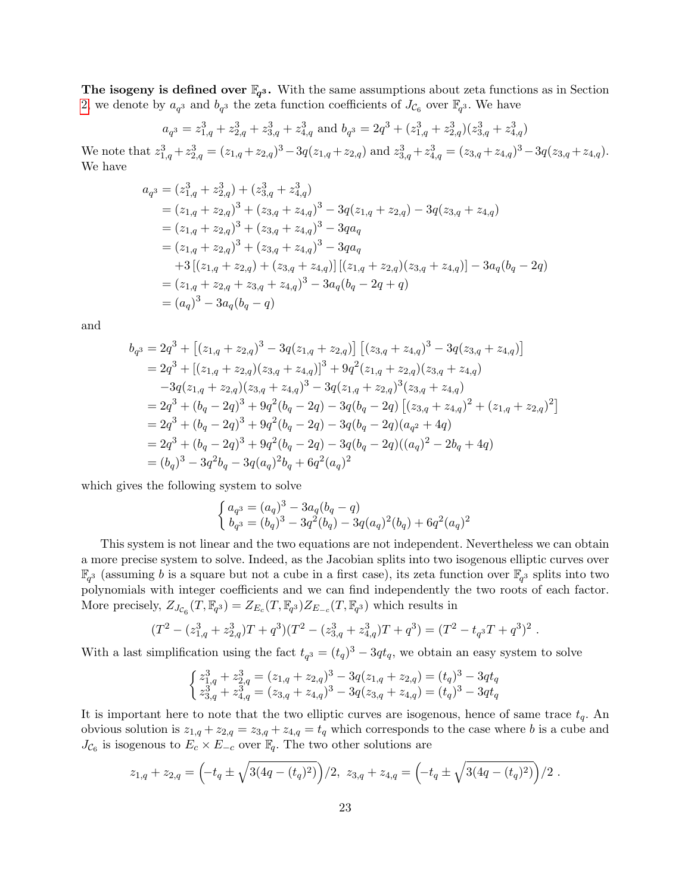**The isogeny is defined over $\mathbb{F}_{q^3}$.** With the same assumptions about zeta functions as in Section 2, we denote by $a_{q^3}$ and $b_{q^3}$ the zeta function coefficients of $J_{\mathcal{C}_6}$ over $\mathbb{F}_{q^3}$. We have

$$a_{q^3} = z_{1,q}^3 + z_{2,q}^3 + z_{3,q}^3 + z_{4,q}^3 \text{ and } b_{q^3} = 2q^3 + (z_{1,q}^3 + z_{2,q}^3)(z_{3,q}^3 + z_{4,q}^3)$$

We note that $z_{1,q}^3 + z_{2,q}^3 = (z_{1,q} + z_{2,q})^3 - 3q(z_{1,q} + z_{2,q})$ and $z_{3,q}^3 + z_{4,q}^3 = (z_{3,q} + z_{4,q})^3 - 3q(z_{3,q} + z_{4,q})$. We have

$$\begin{aligned}
a_{q^3} &= (z_{1,q}^3 + z_{2,q}^3) + (z_{3,q}^3 + z_{4,q}^3) \\
&= (z_{1,q} + z_{2,q})^3 + (z_{3,q} + z_{4,q})^3 - 3q(z_{1,q} + z_{2,q}) - 3q(z_{3,q} + z_{4,q}) \\
&= (z_{1,q} + z_{2,q})^3 + (z_{3,q} + z_{4,q})^3 - 3qa_q \\
&= (z_{1,q} + z_{2,q})^3 + (z_{3,q} + z_{4,q})^3 - 3qa_q \\
&\quad +3\left[(z_{1,q} + z_{2,q}) + (z_{3,q} + z_{4,q})\right]\left[(z_{1,q} + z_{2,q})(z_{3,q} + z_{4,q})\right] - 3a_q(b_q - 2q) \\
&= (z_{1,q} + z_{2,q} + z_{3,q} + z_{4,q})^3 - 3a_q(b_q - 2q + q) \\
&= (a_q)^3 - 3a_q(b_q - q)
\end{aligned}$$

and

$$\begin{aligned}
b_{q^3} &= 2q^3 + \left[(z_{1,q} + z_{2,q})^3 - 3q(z_{1,q} + z_{2,q})\right]\left[(z_{3,q} + z_{4,q})^3 - 3q(z_{3,q} + z_{4,q})\right] \\
&= 2q^3 + \left[(z_{1,q} + z_{2,q})(z_{3,q} + z_{4,q})\right]^3 + 9q^2(z_{1,q} + z_{2,q})(z_{3,q} + z_{4,q}) \\
&\quad -3q(z_{1,q} + z_{2,q})(z_{3,q} + z_{4,q})^3 - 3q(z_{1,q} + z_{2,q})^3(z_{3,q} + z_{4,q}) \\
&= 2q^3 + (b_q - 2q)^3 + 9q^2(b_q - 2q) - 3q(b_q - 2q)\left[(z_{3,q} + z_{4,q})^2 + (z_{1,q} + z_{2,q})^2\right] \\
&= 2q^3 + (b_q - 2q)^3 + 9q^2(b_q - 2q) - 3q(b_q - 2q)(a_{q^2} + 4q) \\
&= 2q^3 + (b_q - 2q)^3 + 9q^2(b_q - 2q) - 3q(b_q - 2q)((a_q)^2 - 2b_q + 4q) \\
&= (b_q)^3 - 3q^2b_q - 3q(a_q)^2b_q + 6q^2(a_q)^2
\end{aligned}$$

which gives the following system to solve

$$\begin{cases} a_{q^3} = (a_q)^3 - 3a_q(b_q - q) \\ b_{q^3} = (b_q)^3 - 3q^2(b_q) - 3q(a_q)^2(b_q) + 6q^2(a_q)^2 \end{cases}$$

This system is not linear and the two equations are not independent. Nevertheless we can obtain a more precise system to solve. Indeed, as the Jacobian splits into two isogenous elliptic curves over $\mathbb{F}_{q^3}$ (assuming $b$ is a square but not a cube in a first case), its zeta function over $\mathbb{F}_{q^3}$ splits into two polynomials with integer coefficients and we can find independently the two roots of each factor. More precisely, $Z_{J_{\mathcal{C}_6}}(T, \mathbb{F}_{q^3}) = Z_{E_c}(T, \mathbb{F}_{q^3})Z_{E_{-c}}(T, \mathbb{F}_{q^3})$ which results in

$$(T^2 - (z_{1,q}^3 + z_{2,q}^3)T + q^3)(T^2 - (z_{3,q}^3 + z_{4,q}^3)T + q^3) = (T^2 - t_{q^3}T + q^3)^2 \ .$$

With a last simplification using the fact $t_{q^3} = (t_q)^3 - 3qt_q$, we obtain an easy system to solve

$$\begin{cases} z_{1,q}^3 + z_{2,q}^3 = (z_{1,q} + z_{2,q})^3 - 3q(z_{1,q} + z_{2,q}) = (t_q)^3 - 3qt_q \\ z_{3,q}^3 + z_{4,q}^3 = (z_{3,q} + z_{4,q})^3 - 3q(z_{3,q} + z_{4,q}) = (t_q)^3 - 3qt_q \end{cases}$$

It is important here to note that the two elliptic curves are isogenous, hence of same trace $t_q$. An obvious solution is $z_{1,q} + z_{2,q} = z_{3,q} + z_{4,q} = t_q$ which corresponds to the case where $b$ is a cube and $J_{\mathcal{C}_6}$ is isogenous to $E_c \times E_{-c}$ over $\mathbb{F}_q$. The two other solutions are

$$z_{1,q} + z_{2,q} = \left(-t_q \pm \sqrt{3(4q - (t_q)^2)}\right)/2, \ z_{3,q} + z_{4,q} = \left(-t_q \pm \sqrt{3(4q - (t_q)^2)}\right)/2 \ .$$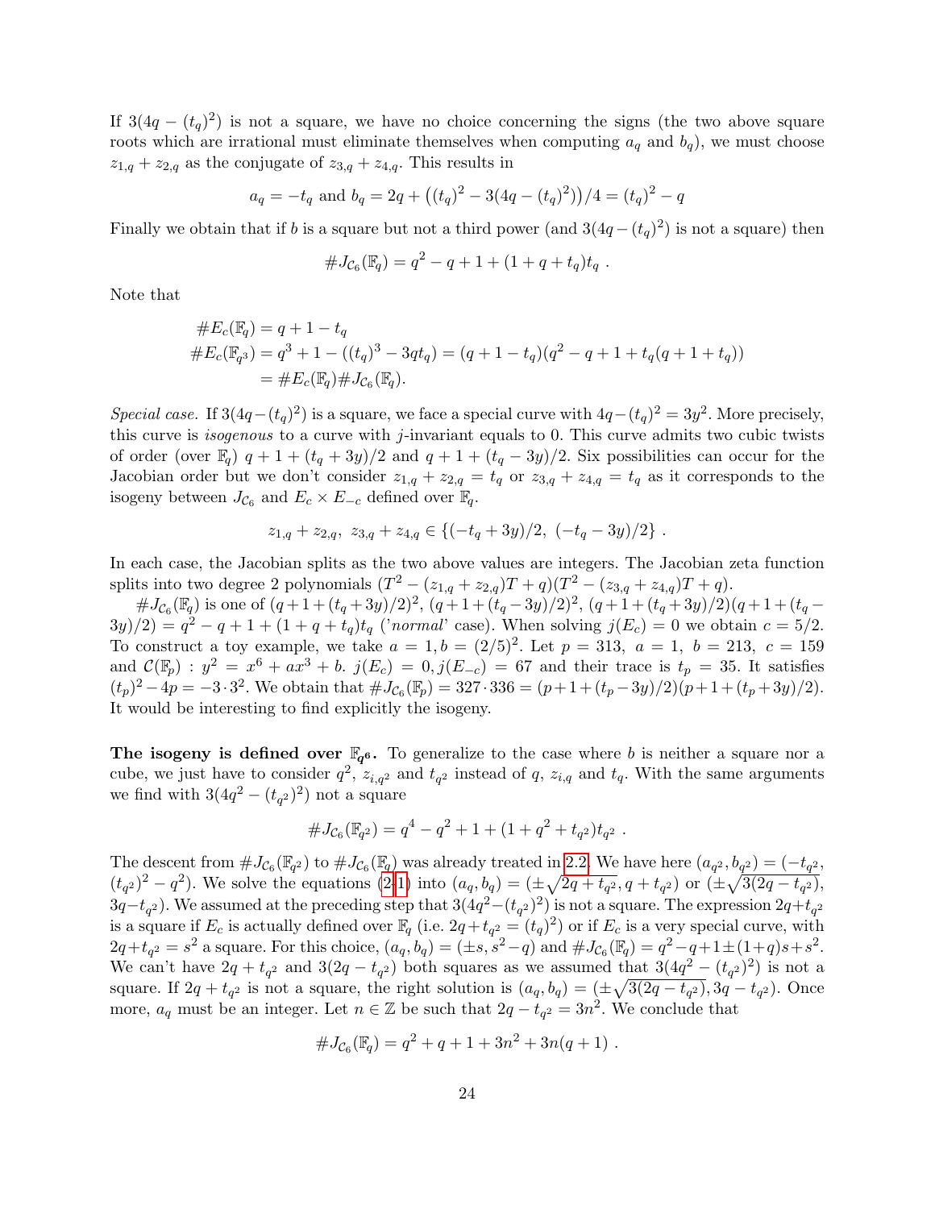If $3(4q-(t_q)^2)$ is not a square, we have no choice concerning the signs (the two above square roots which are irrational must eliminate themselves when computing $a_q$ and $b_q$), we must choose $z_{1,q}+z_{2,q}$ as the conjugate of $z_{3,q}+z_{4,q}$. This results in

$$a_q = -t_q \text{ and } b_q = 2q + \left((t_q)^2 - 3(4q-(t_q)^2)\right)/4 = (t_q)^2 - q$$

Finally we obtain that if $b$ is a square but not a third power (and $3(4q-(t_q)^2)$ is not a square) then

$$\#J_{\mathcal{C}_6}(\mathbb{F}_q) = q^2 - q + 1 + (1+q+t_q)t_q \ .$$

Note that

$$\begin{aligned}
\#E_c(\mathbb{F}_q) &= q+1-t_q \\
\#E_c(\mathbb{F}_{q^3}) &= q^3+1-((t_q)^3-3qt_q) = (q+1-t_q)(q^2-q+1+t_q(q+1+t_q)) \\
&= \#E_c(\mathbb{F}_q)\#J_{\mathcal{C}_6}(\mathbb{F}_q).
\end{aligned}$$

*Special case.* If $3(4q-(t_q)^2)$ is a square, we face a special curve with $4q-(t_q)^2 = 3y^2$. More precisely, this curve is *isogenous* to a curve with $j$-invariant equals to 0. This curve admits two cubic twists of order (over $\mathbb{F}_q$) $q+1+(t_q+3y)/2$ and $q+1+(t_q-3y)/2$. Six possibilities can occur for the Jacobian order but we don't consider $z_{1,q}+z_{2,q} = t_q$ or $z_{3,q}+z_{4,q} = t_q$ as it corresponds to the isogeny between $J_{\mathcal{C}_6}$ and $E_c \times E_{-c}$ defined over $\mathbb{F}_q$.

$$z_{1,q}+z_{2,q},\ z_{3,q}+z_{4,q} \in \{(-t_q+3y)/2,\ (-t_q-3y)/2\} \ .$$

In each case, the Jacobian splits as the two above values are integers. The Jacobian zeta function splits into two degree 2 polynomials $(T^2-(z_{1,q}+z_{2,q})T+q)(T^2-(z_{3,q}+z_{4,q})T+q)$.

$\#J_{\mathcal{C}_6}(\mathbb{F}_q)$ is one of $(q+1+(t_q+3y)/2)^2$, $(q+1+(t_q-3y)/2)^2$, $(q+1+(t_q+3y)/2)(q+1+(t_q-3y)/2) = q^2-q+1+(1+q+t_q)t_q$ ('*normal*' case). When solving $j(E_c)=0$ we obtain $c = 5/2$. To construct a toy example, we take $a=1, b=(2/5)^2$. Let $p=313$, $a=1$, $b=213$, $c=159$ and $\mathcal{C}(\mathbb{F}_p) : y^2 = x^6+ax^3+b$. $j(E_c)=0, j(E_{-c})=67$ and their trace is $t_p = 35$. It satisfies $(t_p)^2-4p = -3\cdot 3^2$. We obtain that $\#J_{\mathcal{C}_6}(\mathbb{F}_p) = 327\cdot 336 = (p+1+(t_p-3y)/2)(p+1+(t_p+3y)/2)$. It would be interesting to find explicitly the isogeny.

**The isogeny is defined over $\mathbb{F}_{q^6}$.** To generalize to the case where $b$ is neither a square nor a cube, we just have to consider $q^2$, $z_{i,q^2}$ and $t_{q^2}$ instead of $q$, $z_{i,q}$ and $t_q$. With the same arguments we find with $3(4q^2-(t_{q^2})^2)$ not a square

$$\#J_{\mathcal{C}_6}(\mathbb{F}_{q^2}) = q^4 - q^2 + 1 + (1+q^2+t_{q^2})t_{q^2} \ .$$

The descent from $\#J_{\mathcal{C}_6}(\mathbb{F}_{q^2})$ to $\#J_{\mathcal{C}_6}(\mathbb{F}_q)$ was already treated in 2.2. We have here $(a_{q^2}, b_{q^2}) = (-t_{q^2}, (t_{q^2})^2-q^2)$. We solve the equations (2.1) into $(a_q, b_q) = (\pm\sqrt{2q+t_{q^2}}, q+t_{q^2})$ or $(\pm\sqrt{3(2q-t_{q^2})}, 3q-t_{q^2})$. We assumed at the preceding step that $3(4q^2-(t_{q^2})^2)$ is not a square. The expression $2q+t_{q^2}$ is a square if $E_c$ is actually defined over $\mathbb{F}_q$ (i.e. $2q+t_{q^2} = (t_q)^2$) or if $E_c$ is a very special curve, with $2q+t_{q^2} = s^2$ a square. For this choice, $(a_q, b_q) = (\pm s, s^2-q)$ and $\#J_{\mathcal{C}_6}(\mathbb{F}_q) = q^2-q+1\pm(1+q)s+s^2$. We can't have $2q+t_{q^2}$ and $3(2q-t_{q^2})$ both squares as we assumed that $3(4q^2-(t_{q^2})^2)$ is not a square. If $2q+t_{q^2}$ is not a square, the right solution is $(a_q, b_q) = (\pm\sqrt{3(2q-t_{q^2})}, 3q-t_{q^2})$. Once more, $a_q$ must be an integer. Let $n \in \mathbb{Z}$ be such that $2q-t_{q^2} = 3n^2$. We conclude that

$$\#J_{\mathcal{C}_6}(\mathbb{F}_q) = q^2 + q + 1 + 3n^2 + 3n(q+1) \ .$$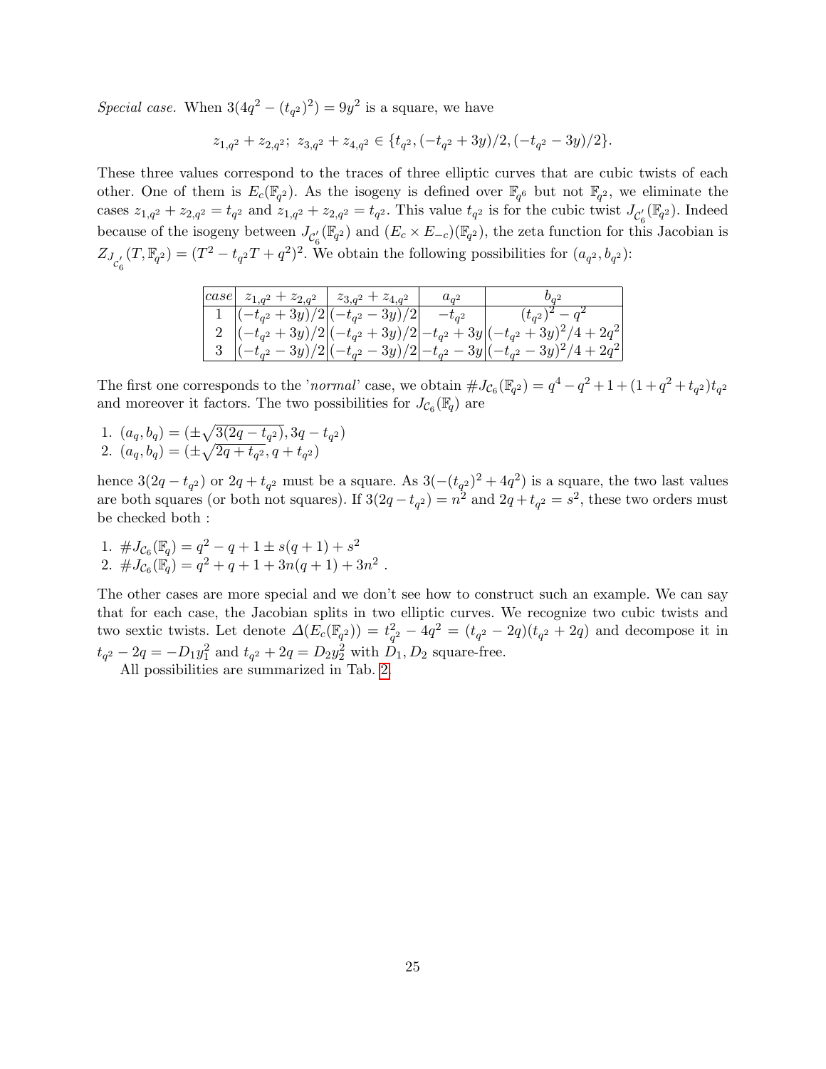*Special case.* When $3(4q^2 - (t_{q^2})^2) = 9y^2$ is a square, we have

$$z_{1,q^2} + z_{2,q^2};\ z_{3,q^2} + z_{4,q^2} \in \{t_{q^2}, (-t_{q^2} + 3y)/2, (-t_{q^2} - 3y)/2\}.$$

These three values correspond to the traces of three elliptic curves that are cubic twists of each other. One of them is $E_c(\mathbb{F}_{q^2})$. As the isogeny is defined over $\mathbb{F}_{q^6}$ but not $\mathbb{F}_{q^2}$, we eliminate the cases $z_{1,q^2} + z_{2,q^2} = t_{q^2}$ and $z_{1,q^2} + z_{2,q^2} = t_{q^2}$. This value $t_{q^2}$ is for the cubic twist $J_{\mathcal{C}_6'}(\mathbb{F}_{q^2})$. Indeed because of the isogeny between $J_{\mathcal{C}_6'}(\mathbb{F}_{q^2})$ and $(E_c \times E_{-c})(\mathbb{F}_{q^2})$, the zeta function for this Jacobian is $Z_{J_{\mathcal{C}_6'}}(T, \mathbb{F}_{q^2}) = (T^2 - t_{q^2}T + q^2)^2$. We obtain the following possibilities for $(a_{q^2}, b_{q^2})$:

| *case* | $z_{1,q^2} + z_{2,q^2}$ | $z_{3,q^2} + z_{4,q^2}$ | $a_{q^2}$ | $b_{q^2}$ |
|---|---|---|---|---|
| 1 | $(-t_{q^2} + 3y)/2$ | $(-t_{q^2} - 3y)/2$ | $-t_{q^2}$ | $(t_{q^2})^2 - q^2$ |
| 2 | $(-t_{q^2} + 3y)/2$ | $(-t_{q^2} + 3y)/2$ | $-t_{q^2} + 3y$ | $(-t_{q^2} + 3y)^2/4 + 2q^2$ |
| 3 | $(-t_{q^2} - 3y)/2$ | $(-t_{q^2} - 3y)/2$ | $-t_{q^2} - 3y$ | $(-t_{q^2} - 3y)^2/4 + 2q^2$ |

The first one corresponds to the '*normal*' case, we obtain $\#J_{\mathcal{C}_6}(\mathbb{F}_{q^2}) = q^4 - q^2 + 1 + (1 + q^2 + t_{q^2})t_{q^2}$ and moreover it factors. The two possibilities for $J_{\mathcal{C}_6}(\mathbb{F}_q)$ are

1. $(a_q, b_q) = (\pm\sqrt{3(2q - t_{q^2})}, 3q - t_{q^2})$
2. $(a_q, b_q) = (\pm\sqrt{2q + t_{q^2}}, q + t_{q^2})$

hence $3(2q - t_{q^2})$ or $2q + t_{q^2}$ must be a square. As $3(-(t_{q^2})^2 + 4q^2)$ is a square, the two last values are both squares (or both not squares). If $3(2q - t_{q^2}) = n^2$ and $2q + t_{q^2} = s^2$, these two orders must be checked both :

1. $\#J_{\mathcal{C}_6}(\mathbb{F}_q) = q^2 - q + 1 \pm s(q + 1) + s^2$
2. $\#J_{\mathcal{C}_6}(\mathbb{F}_q) = q^2 + q + 1 + 3n(q + 1) + 3n^2$ .

The other cases are more special and we don't see how to construct such an example. We can say that for each case, the Jacobian splits in two elliptic curves. We recognize two cubic twists and two sextic twists. Let denote $\Delta(E_c(\mathbb{F}_{q^2})) = t_{q^2}^2 - 4q^2 = (t_{q^2} - 2q)(t_{q^2} + 2q)$ and decompose it in $t_{q^2} - 2q = -D_1 y_1^2$ and $t_{q^2} + 2q = D_2 y_2^2$ with $D_1, D_2$ square-free.

All possibilities are summarized in Tab. 2.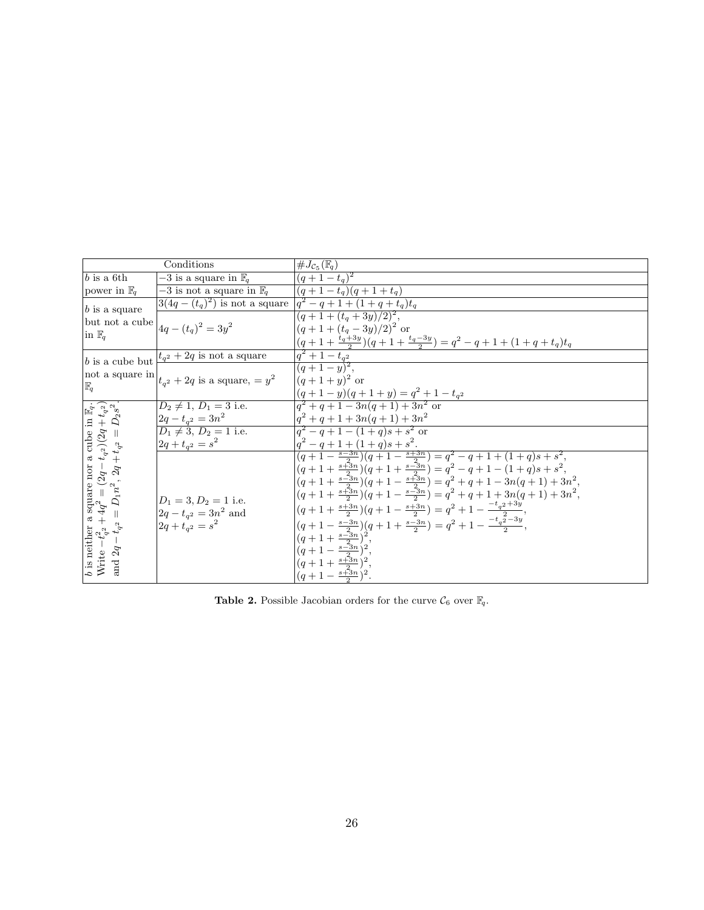| Conditions | | $\#J_{\mathcal{C}_5}(\mathbb{F}_q)$ |
|---|---|---|
| $b$ is a 6th power in $\mathbb{F}_q$ | $-3$ is a square in $\mathbb{F}_q$ | $(q+1-t_q)^2$ |
| | $-3$ is not a square in $\mathbb{F}_q$ | $(q+1-t_q)(q+1+t_q)$ |
| $b$ is a square but not a cube in $\mathbb{F}_q$ | $3(4q-(t_q)^2)$ is not a square | $q^2-q+1+(1+q+t_q)t_q$ |
| | $4q-(t_q)^2 = 3y^2$ | $(q+1+(t_q+3y)/2)^2$, $(q+1+(t_q-3y)/2)^2$ or $(q+1+\frac{t_q+3y}{2})(q+1+\frac{t_q-3y}{2}) = q^2-q+1+(1+q+t_q)t_q$ |
| $b$ is a cube but not a square in $\mathbb{F}_q$ | $t_{q^2}+2q$ is not a square | $q^2+1-t_{q^2}$ |
| | $t_{q^2}+2q$ is a square, $= y^2$ | $(q+1-y)^2$, $(q+1+y)^2$ or $(q+1-y)(q+1+y) = q^2+1-t_{q^2}$ |
| $b$ is neither a square nor a cube in $\mathbb{F}_q$. Write $-t_{q^2}^2+4q^2 = (2q-t_{q^2})(2q+t_{q^2})$ and $2q-t_{q^2} = D_1n^2$, $2q+t_{q^2} = D_2s^2$. | $D_2 \neq 1$, $D_1 = 3$ i.e. $2q-t_{q^2} = 3n^2$ | $q^2+q+1-3n(q+1)+3n^2$ or $q^2+q+1+3n(q+1)+3n^2$ |
| | $D_1 \neq 3$, $D_2 = 1$ i.e. $2q+t_{q^2} = s^2$ | $q^2-q+1-(1+q)s+s^2$ or $q^2-q+1+(1+q)s+s^2$. |
| | $D_1 = 3, D_2 = 1$ i.e. $2q-t_{q^2} = 3n^2$ and $2q+t_{q^2} = s^2$ | $(q+1-\frac{s-3n}{2})(q+1-\frac{s+3n}{2}) = q^2-q+1+(1+q)s+s^2$, $(q+1+\frac{s+3n}{2})(q+1+\frac{s-3n}{2}) = q^2-q+1-(1+q)s+s^2$, $(q+1+\frac{s-3n}{2})(q+1-\frac{s+3n}{2}) = q^2+q+1-3n(q+1)+3n^2$, $(q+1+\frac{s+3n}{2})(q+1-\frac{s-3n}{2}) = q^2+q+1+3n(q+1)+3n^2$, $(q+1+\frac{s+3n}{2})(q+1-\frac{s+3n}{2}) = q^2+1-\frac{-t_{q^2}+3y}{2}$, $(q+1-\frac{s-3n}{2})(q+1+\frac{s-3n}{2}) = q^2+1-\frac{-t_{q^2}-3y}{2}$, $(q+1+\frac{s-3n}{2})^2$, $(q+1-\frac{s-3n}{2})^2$, $(q+1+\frac{s+3n}{2})^2$, $(q+1-\frac{s+3n}{2})^2$. |

**Table 2.** Possible Jacobian orders for the curve $\mathcal{C}_6$ over $\mathbb{F}_q$.